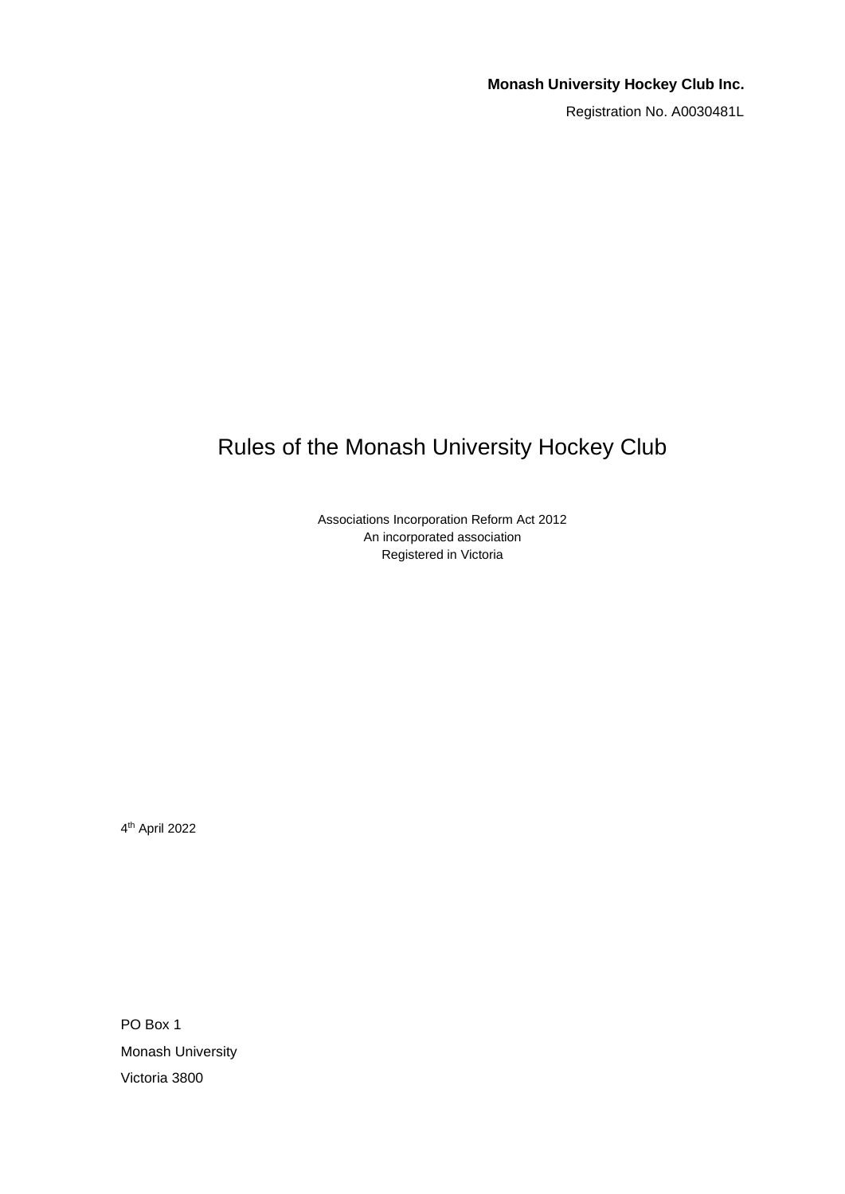**Monash University Hockey Club Inc.**

Registration No. A0030481L

# Rules of the Monash University Hockey Club

Associations Incorporation Reform Act 2012
An incorporated association
Registered in Victoria

4th April 2022

PO Box 1
Monash University
Victoria 3800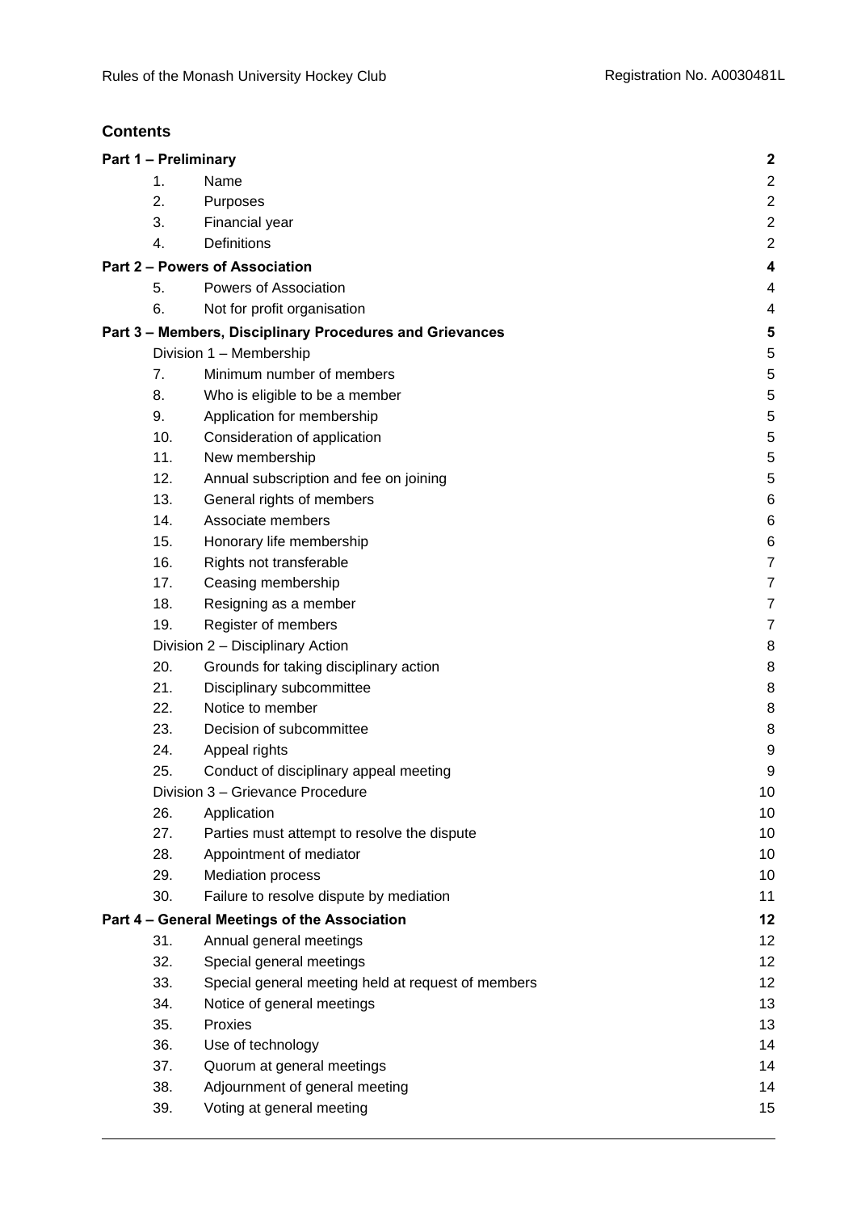## Contents

| | | |
|---|---|---|
| **Part 1 – Preliminary** | | **2** |
| 1. | Name | 2 |
| 2. | Purposes | 2 |
| 3. | Financial year | 2 |
| 4. | Definitions | 2 |
| **Part 2 – Powers of Association** | | **4** |
| 5. | Powers of Association | 4 |
| 6. | Not for profit organisation | 4 |
| **Part 3 – Members, Disciplinary Procedures and Grievances** | | **5** |
| Division 1 – Membership | | 5 |
| 7. | Minimum number of members | 5 |
| 8. | Who is eligible to be a member | 5 |
| 9. | Application for membership | 5 |
| 10. | Consideration of application | 5 |
| 11. | New membership | 5 |
| 12. | Annual subscription and fee on joining | 5 |
| 13. | General rights of members | 6 |
| 14. | Associate members | 6 |
| 15. | Honorary life membership | 6 |
| 16. | Rights not transferable | 7 |
| 17. | Ceasing membership | 7 |
| 18. | Resigning as a member | 7 |
| 19. | Register of members | 7 |
| Division 2 – Disciplinary Action | | 8 |
| 20. | Grounds for taking disciplinary action | 8 |
| 21. | Disciplinary subcommittee | 8 |
| 22. | Notice to member | 8 |
| 23. | Decision of subcommittee | 8 |
| 24. | Appeal rights | 9 |
| 25. | Conduct of disciplinary appeal meeting | 9 |
| Division 3 – Grievance Procedure | | 10 |
| 26. | Application | 10 |
| 27. | Parties must attempt to resolve the dispute | 10 |
| 28. | Appointment of mediator | 10 |
| 29. | Mediation process | 10 |
| 30. | Failure to resolve dispute by mediation | 11 |
| **Part 4 – General Meetings of the Association** | | **12** |
| 31. | Annual general meetings | 12 |
| 32. | Special general meetings | 12 |
| 33. | Special general meeting held at request of members | 12 |
| 34. | Notice of general meetings | 13 |
| 35. | Proxies | 13 |
| 36. | Use of technology | 14 |
| 37. | Quorum at general meetings | 14 |
| 38. | Adjournment of general meeting | 14 |
| 39. | Voting at general meeting | 15 |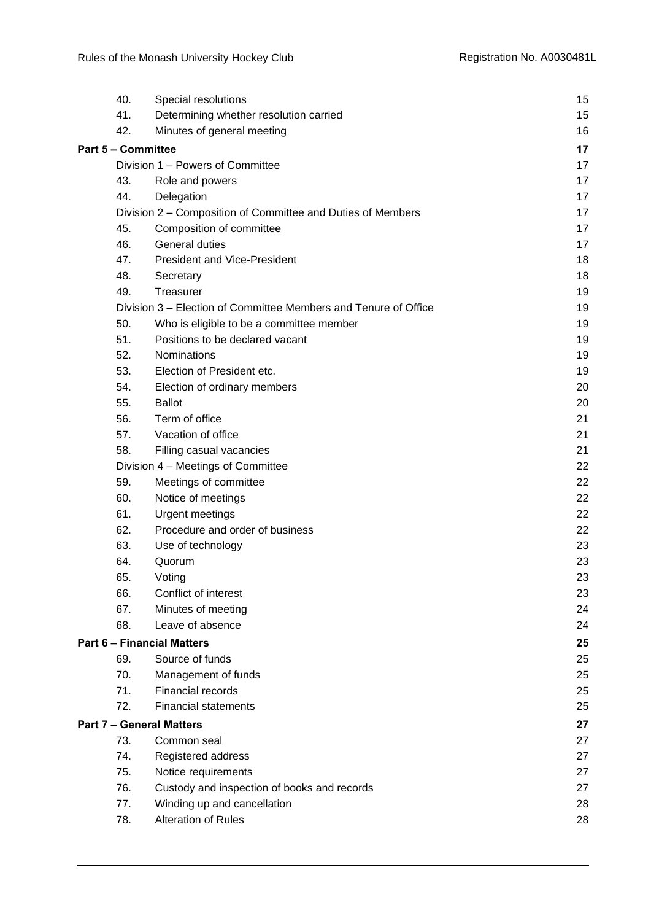| | | |
|---|---|---|
| 40. | Special resolutions | 15 |
| 41. | Determining whether resolution carried | 15 |
| 42. | Minutes of general meeting | 16 |
| **Part 5 – Committee** | | **17** |
| Division 1 – Powers of Committee | | 17 |
| 43. | Role and powers | 17 |
| 44. | Delegation | 17 |
| Division 2 – Composition of Committee and Duties of Members | | 17 |
| 45. | Composition of committee | 17 |
| 46. | General duties | 17 |
| 47. | President and Vice-President | 18 |
| 48. | Secretary | 18 |
| 49. | Treasurer | 19 |
| Division 3 – Election of Committee Members and Tenure of Office | | 19 |
| 50. | Who is eligible to be a committee member | 19 |
| 51. | Positions to be declared vacant | 19 |
| 52. | Nominations | 19 |
| 53. | Election of President etc. | 19 |
| 54. | Election of ordinary members | 20 |
| 55. | Ballot | 20 |
| 56. | Term of office | 21 |
| 57. | Vacation of office | 21 |
| 58. | Filling casual vacancies | 21 |
| Division 4 – Meetings of Committee | | 22 |
| 59. | Meetings of committee | 22 |
| 60. | Notice of meetings | 22 |
| 61. | Urgent meetings | 22 |
| 62. | Procedure and order of business | 22 |
| 63. | Use of technology | 23 |
| 64. | Quorum | 23 |
| 65. | Voting | 23 |
| 66. | Conflict of interest | 23 |
| 67. | Minutes of meeting | 24 |
| 68. | Leave of absence | 24 |
| **Part 6 – Financial Matters** | | **25** |
| 69. | Source of funds | 25 |
| 70. | Management of funds | 25 |
| 71. | Financial records | 25 |
| 72. | Financial statements | 25 |
| **Part 7 – General Matters** | | **27** |
| 73. | Common seal | 27 |
| 74. | Registered address | 27 |
| 75. | Notice requirements | 27 |
| 76. | Custody and inspection of books and records | 27 |
| 77. | Winding up and cancellation | 28 |
| 78. | Alteration of Rules | 28 |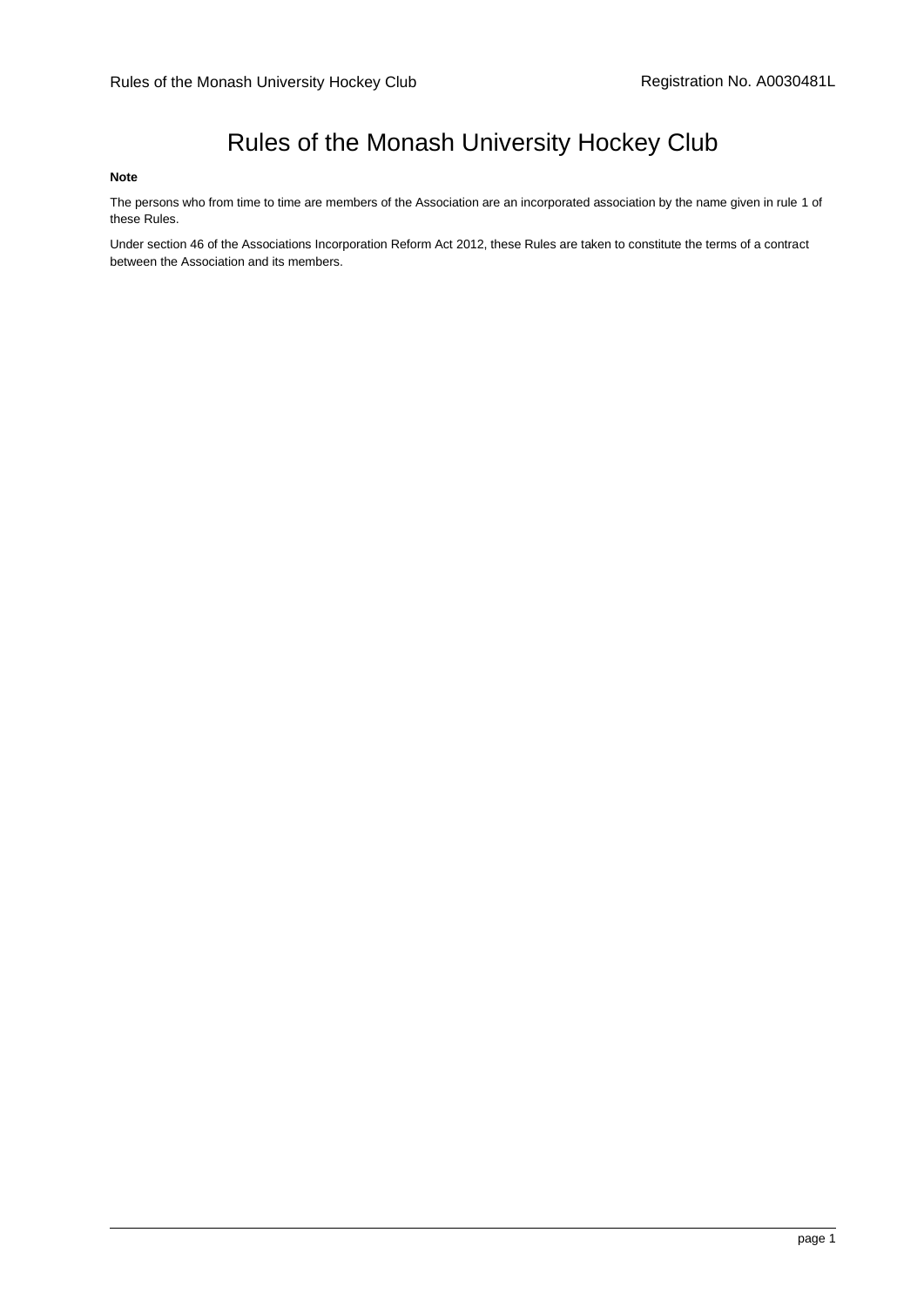# Rules of the Monash University Hockey Club

**Note**

The persons who from time to time are members of the Association are an incorporated association by the name given in rule 1 of these Rules.

Under section 46 of the Associations Incorporation Reform Act 2012, these Rules are taken to constitute the terms of a contract between the Association and its members.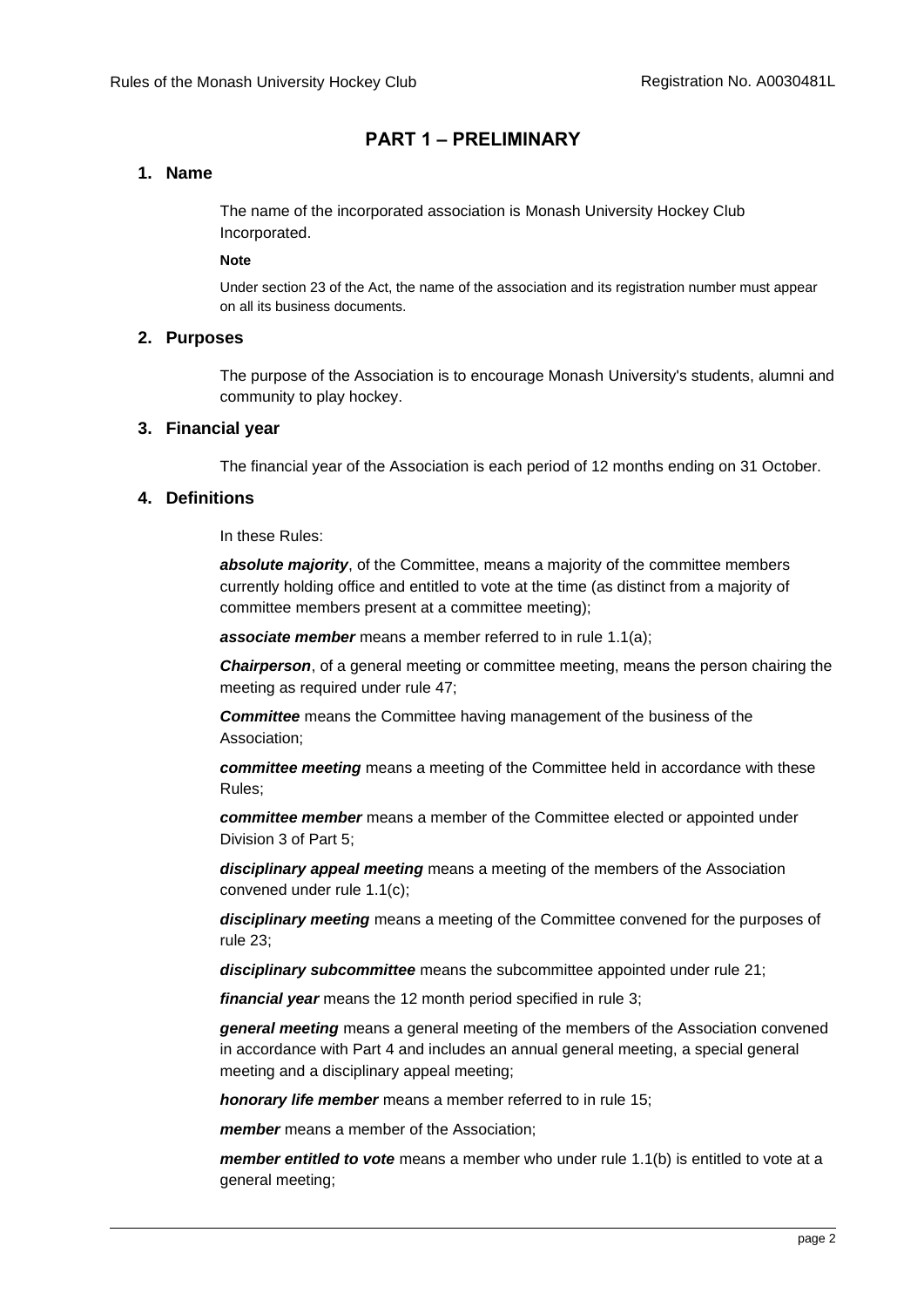## PART 1 – PRELIMINARY

### 1. Name

The name of the incorporated association is Monash University Hockey Club Incorporated.

**Note**

Under section 23 of the Act, the name of the association and its registration number must appear on all its business documents.

### 2. Purposes

The purpose of the Association is to encourage Monash University's students, alumni and community to play hockey.

### 3. Financial year

The financial year of the Association is each period of 12 months ending on 31 October.

### 4. Definitions

In these Rules:

***absolute majority***, of the Committee, means a majority of the committee members currently holding office and entitled to vote at the time (as distinct from a majority of committee members present at a committee meeting);

***associate member*** means a member referred to in rule 1.1(a);

***Chairperson***, of a general meeting or committee meeting, means the person chairing the meeting as required under rule 47;

***Committee*** means the Committee having management of the business of the Association;

***committee meeting*** means a meeting of the Committee held in accordance with these Rules;

***committee member*** means a member of the Committee elected or appointed under Division 3 of Part 5;

***disciplinary appeal meeting*** means a meeting of the members of the Association convened under rule 1.1(c);

***disciplinary meeting*** means a meeting of the Committee convened for the purposes of rule 23;

***disciplinary subcommittee*** means the subcommittee appointed under rule 21;

***financial year*** means the 12 month period specified in rule 3;

***general meeting*** means a general meeting of the members of the Association convened in accordance with Part 4 and includes an annual general meeting, a special general meeting and a disciplinary appeal meeting;

***honorary life member*** means a member referred to in rule 15;

***member*** means a member of the Association;

***member entitled to vote*** means a member who under rule 1.1(b) is entitled to vote at a general meeting;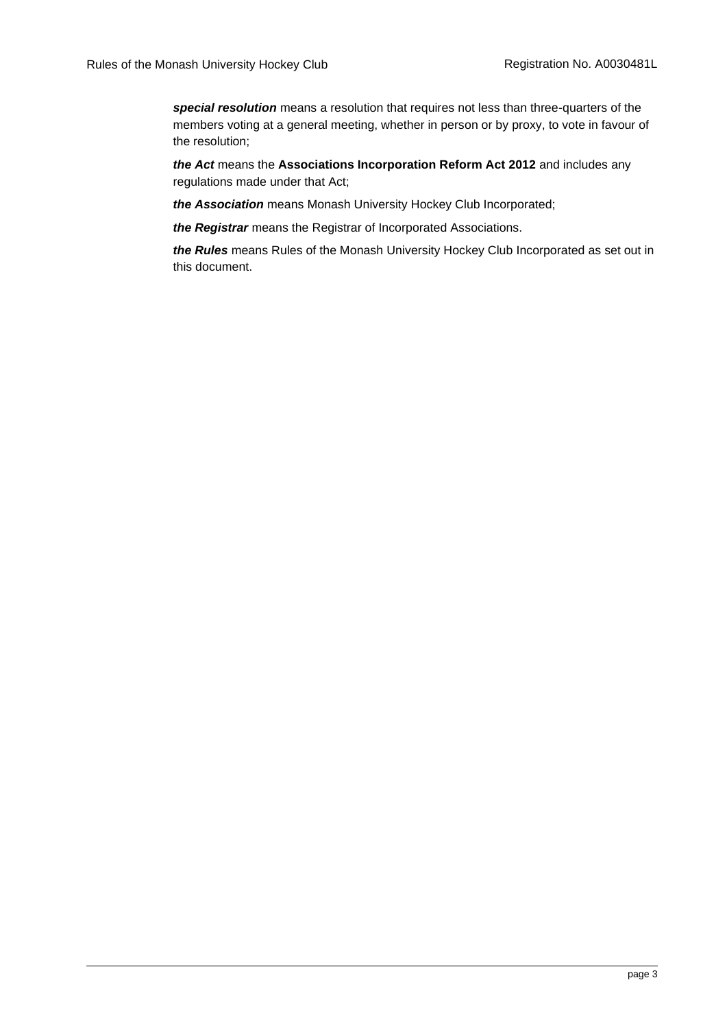***special resolution*** means a resolution that requires not less than three-quarters of the members voting at a general meeting, whether in person or by proxy, to vote in favour of the resolution;

***the Act*** means the **Associations Incorporation Reform Act 2012** and includes any regulations made under that Act;

***the Association*** means Monash University Hockey Club Incorporated;

***the Registrar*** means the Registrar of Incorporated Associations.

***the Rules*** means Rules of the Monash University Hockey Club Incorporated as set out in this document.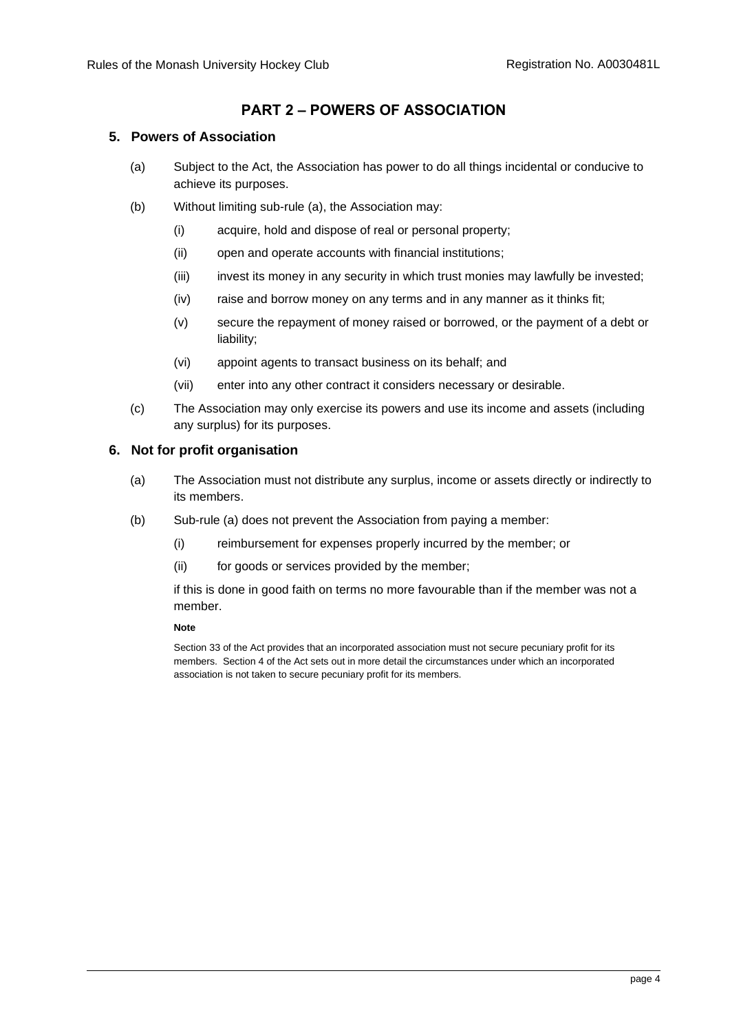# PART 2 – POWERS OF ASSOCIATION

## 5. Powers of Association

(a) Subject to the Act, the Association has power to do all things incidental or conducive to achieve its purposes.

(b) Without limiting sub-rule (a), the Association may:

   (i) acquire, hold and dispose of real or personal property;

   (ii) open and operate accounts with financial institutions;

   (iii) invest its money in any security in which trust monies may lawfully be invested;

   (iv) raise and borrow money on any terms and in any manner as it thinks fit;

   (v) secure the repayment of money raised or borrowed, or the payment of a debt or liability;

   (vi) appoint agents to transact business on its behalf; and

   (vii) enter into any other contract it considers necessary or desirable.

(c) The Association may only exercise its powers and use its income and assets (including any surplus) for its purposes.

## 6. Not for profit organisation

(a) The Association must not distribute any surplus, income or assets directly or indirectly to its members.

(b) Sub-rule (a) does not prevent the Association from paying a member:

   (i) reimbursement for expenses properly incurred by the member; or

   (ii) for goods or services provided by the member;

   if this is done in good faith on terms no more favourable than if the member was not a member.

**Note**

Section 33 of the Act provides that an incorporated association must not secure pecuniary profit for its members. Section 4 of the Act sets out in more detail the circumstances under which an incorporated association is not taken to secure pecuniary profit for its members.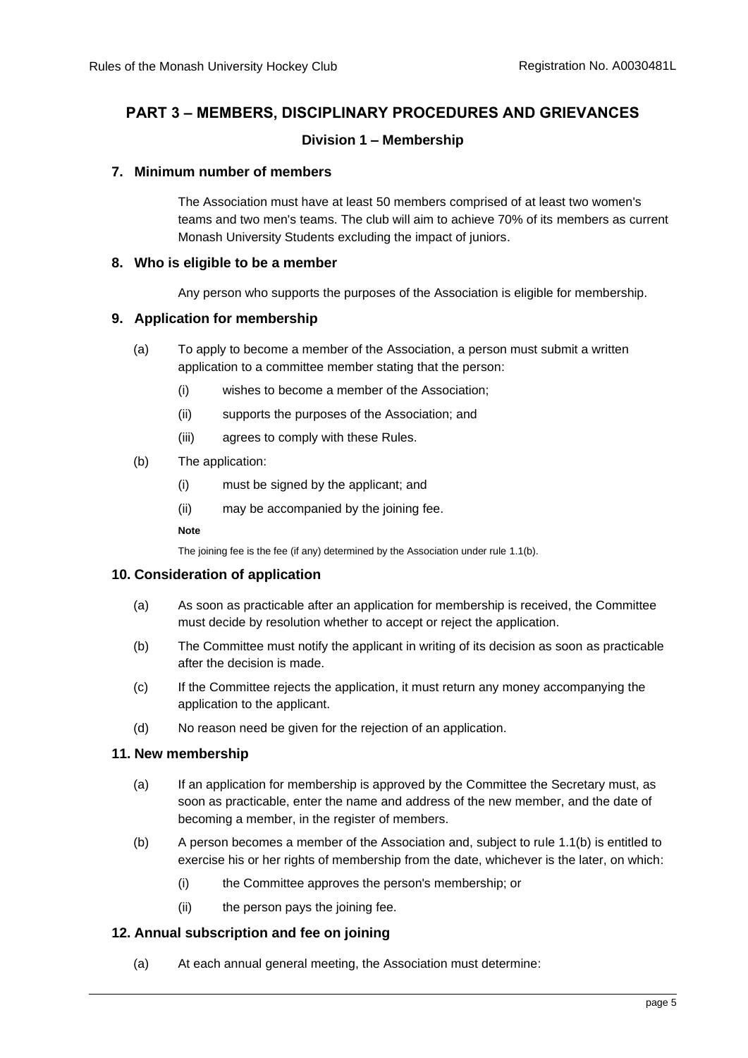## PART 3 – MEMBERS, DISCIPLINARY PROCEDURES AND GRIEVANCES

### Division 1 – Membership

#### 7. Minimum number of members

The Association must have at least 50 members comprised of at least two women's teams and two men's teams. The club will aim to achieve 70% of its members as current Monash University Students excluding the impact of juniors.

#### 8. Who is eligible to be a member

Any person who supports the purposes of the Association is eligible for membership.

#### 9. Application for membership

(a) To apply to become a member of the Association, a person must submit a written application to a committee member stating that the person:

(i) wishes to become a member of the Association;

(ii) supports the purposes of the Association; and

(iii) agrees to comply with these Rules.

(b) The application:

(i) must be signed by the applicant; and

(ii) may be accompanied by the joining fee.

**Note**

The joining fee is the fee (if any) determined by the Association under rule 1.1(b).

#### 10. Consideration of application

(a) As soon as practicable after an application for membership is received, the Committee must decide by resolution whether to accept or reject the application.

(b) The Committee must notify the applicant in writing of its decision as soon as practicable after the decision is made.

(c) If the Committee rejects the application, it must return any money accompanying the application to the applicant.

(d) No reason need be given for the rejection of an application.

#### 11. New membership

(a) If an application for membership is approved by the Committee the Secretary must, as soon as practicable, enter the name and address of the new member, and the date of becoming a member, in the register of members.

(b) A person becomes a member of the Association and, subject to rule 1.1(b) is entitled to exercise his or her rights of membership from the date, whichever is the later, on which:

(i) the Committee approves the person's membership; or

(ii) the person pays the joining fee.

#### 12. Annual subscription and fee on joining

(a) At each annual general meeting, the Association must determine: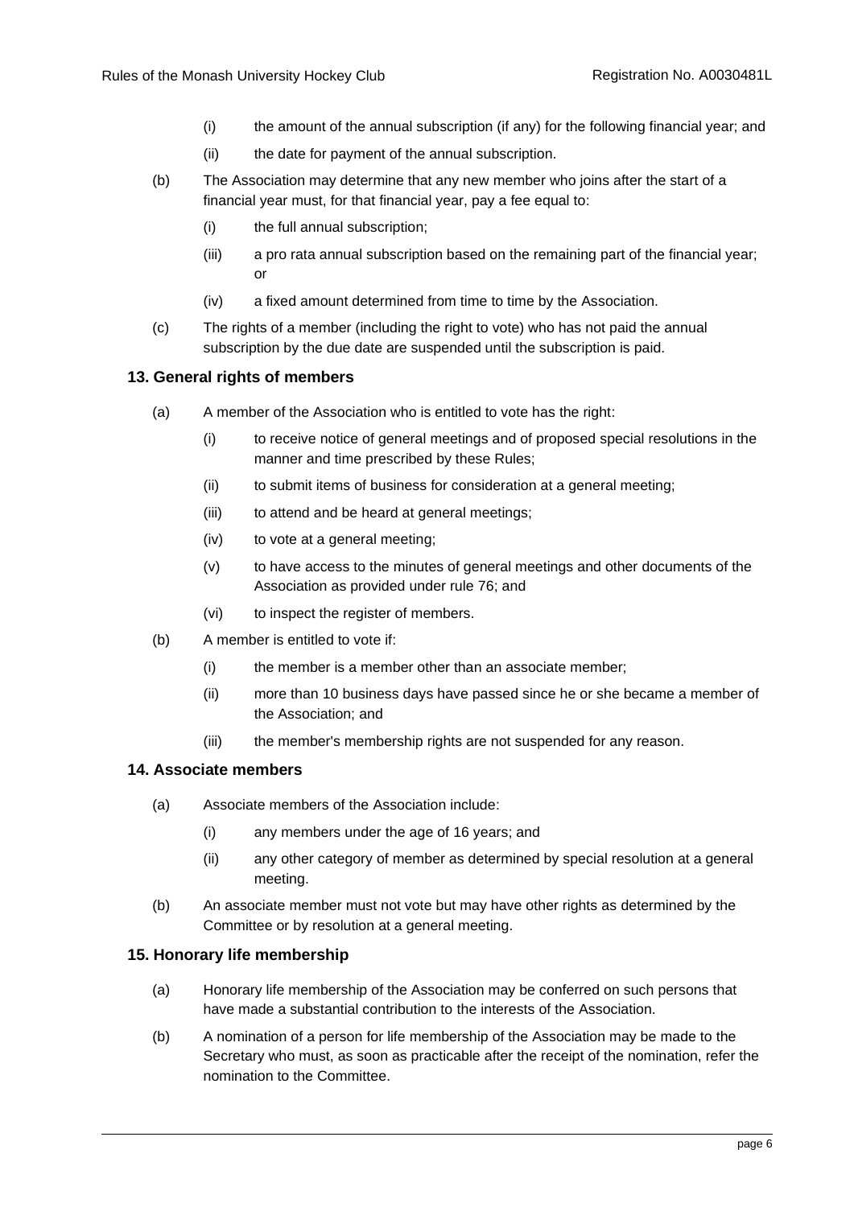(i) the amount of the annual subscription (if any) for the following financial year; and

(ii) the date for payment of the annual subscription.

(b) The Association may determine that any new member who joins after the start of a financial year must, for that financial year, pay a fee equal to:

(i) the full annual subscription;

(iii) a pro rata annual subscription based on the remaining part of the financial year; or

(iv) a fixed amount determined from time to time by the Association.

(c) The rights of a member (including the right to vote) who has not paid the annual subscription by the due date are suspended until the subscription is paid.

### 13. General rights of members

(a) A member of the Association who is entitled to vote has the right:

(i) to receive notice of general meetings and of proposed special resolutions in the manner and time prescribed by these Rules;

(ii) to submit items of business for consideration at a general meeting;

(iii) to attend and be heard at general meetings;

(iv) to vote at a general meeting;

(v) to have access to the minutes of general meetings and other documents of the Association as provided under rule 76; and

(vi) to inspect the register of members.

(b) A member is entitled to vote if:

(i) the member is a member other than an associate member;

(ii) more than 10 business days have passed since he or she became a member of the Association; and

(iii) the member's membership rights are not suspended for any reason.

### 14. Associate members

(a) Associate members of the Association include:

(i) any members under the age of 16 years; and

(ii) any other category of member as determined by special resolution at a general meeting.

(b) An associate member must not vote but may have other rights as determined by the Committee or by resolution at a general meeting.

### 15. Honorary life membership

(a) Honorary life membership of the Association may be conferred on such persons that have made a substantial contribution to the interests of the Association.

(b) A nomination of a person for life membership of the Association may be made to the Secretary who must, as soon as practicable after the receipt of the nomination, refer the nomination to the Committee.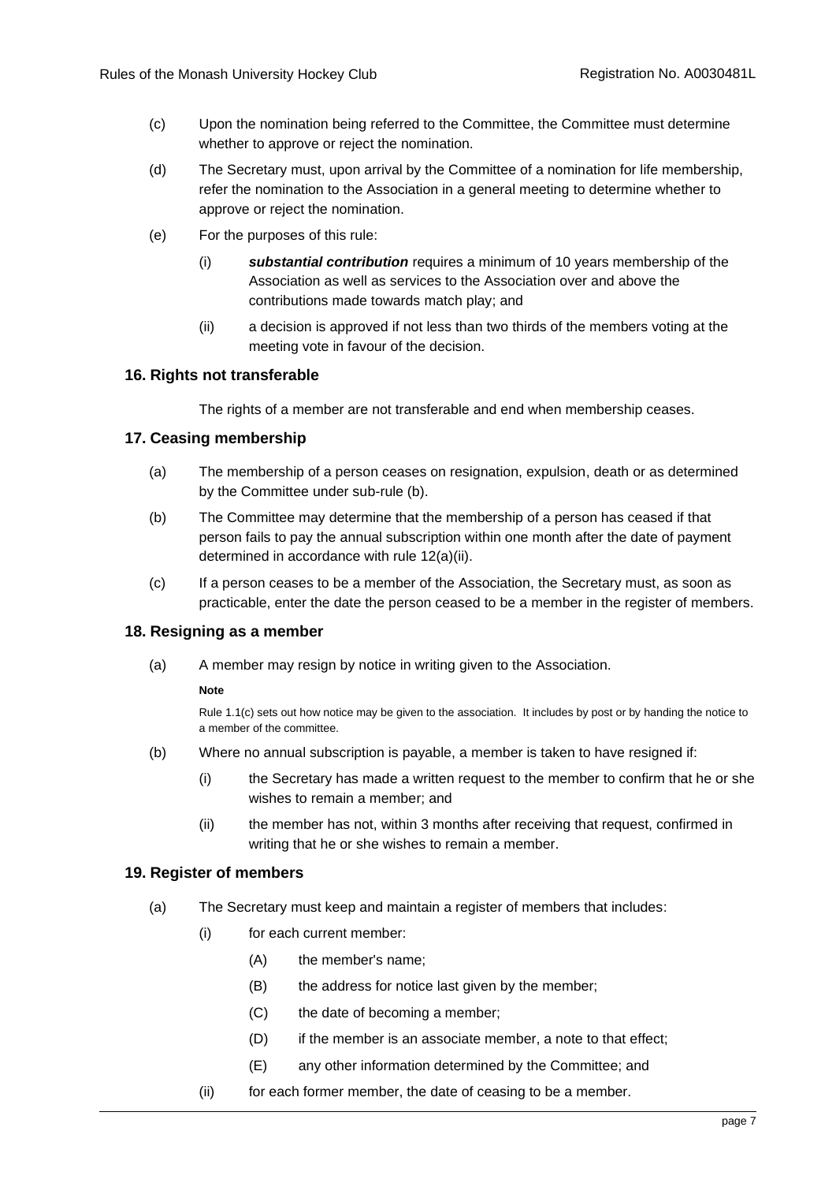(c) Upon the nomination being referred to the Committee, the Committee must determine whether to approve or reject the nomination.

(d) The Secretary must, upon arrival by the Committee of a nomination for life membership, refer the nomination to the Association in a general meeting to determine whether to approve or reject the nomination.

(e) For the purposes of this rule:

   (i) ***substantial contribution*** requires a minimum of 10 years membership of the Association as well as services to the Association over and above the contributions made towards match play; and

   (ii) a decision is approved if not less than two thirds of the members voting at the meeting vote in favour of the decision.

### 16. Rights not transferable

The rights of a member are not transferable and end when membership ceases.

### 17. Ceasing membership

(a) The membership of a person ceases on resignation, expulsion, death or as determined by the Committee under sub-rule (b).

(b) The Committee may determine that the membership of a person has ceased if that person fails to pay the annual subscription within one month after the date of payment determined in accordance with rule 12(a)(ii).

(c) If a person ceases to be a member of the Association, the Secretary must, as soon as practicable, enter the date the person ceased to be a member in the register of members.

### 18. Resigning as a member

(a) A member may resign by notice in writing given to the Association.

   **Note**

   Rule 1.1(c) sets out how notice may be given to the association. It includes by post or by handing the notice to a member of the committee.

(b) Where no annual subscription is payable, a member is taken to have resigned if:

   (i) the Secretary has made a written request to the member to confirm that he or she wishes to remain a member; and

   (ii) the member has not, within 3 months after receiving that request, confirmed in writing that he or she wishes to remain a member.

### 19. Register of members

(a) The Secretary must keep and maintain a register of members that includes:

   (i) for each current member:

      (A) the member's name;

      (B) the address for notice last given by the member;

      (C) the date of becoming a member;

      (D) if the member is an associate member, a note to that effect;

      (E) any other information determined by the Committee; and

   (ii) for each former member, the date of ceasing to be a member.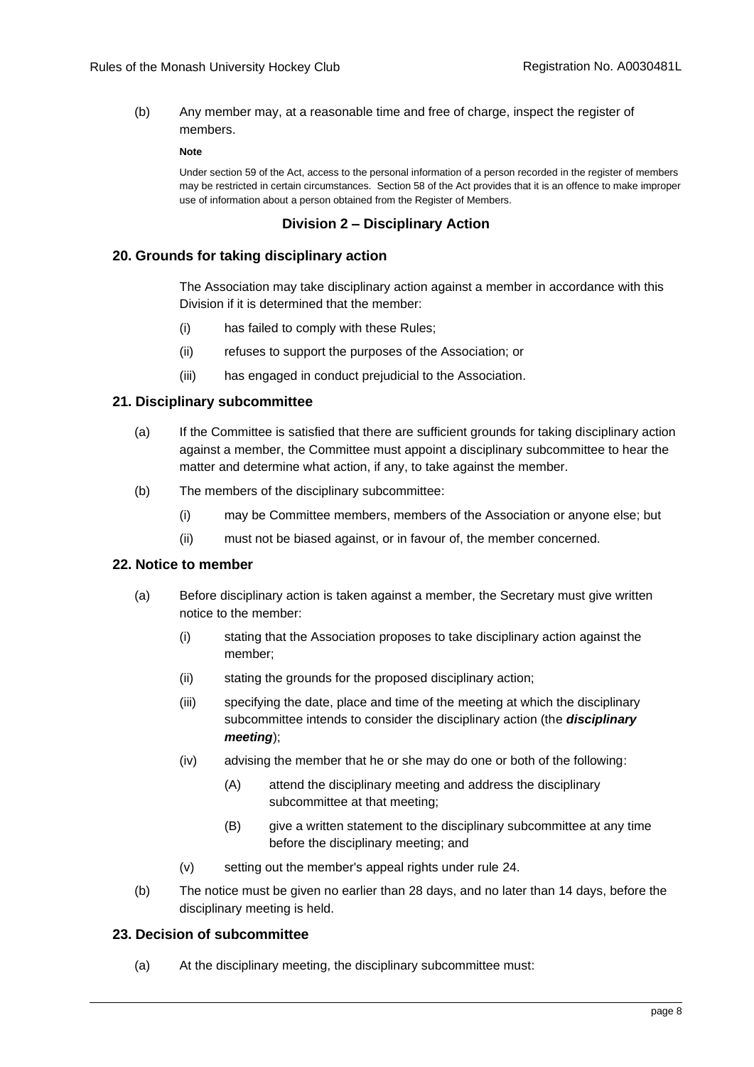(b) Any member may, at a reasonable time and free of charge, inspect the register of members.

**Note**

Under section 59 of the Act, access to the personal information of a person recorded in the register of members may be restricted in certain circumstances. Section 58 of the Act provides that it is an offence to make improper use of information about a person obtained from the Register of Members.

## Division 2 – Disciplinary Action

### 20. Grounds for taking disciplinary action

The Association may take disciplinary action against a member in accordance with this Division if it is determined that the member:

- (i) has failed to comply with these Rules;
- (ii) refuses to support the purposes of the Association; or
- (iii) has engaged in conduct prejudicial to the Association.

### 21. Disciplinary subcommittee

(a) If the Committee is satisfied that there are sufficient grounds for taking disciplinary action against a member, the Committee must appoint a disciplinary subcommittee to hear the matter and determine what action, if any, to take against the member.

(b) The members of the disciplinary subcommittee:

- (i) may be Committee members, members of the Association or anyone else; but
- (ii) must not be biased against, or in favour of, the member concerned.

### 22. Notice to member

(a) Before disciplinary action is taken against a member, the Secretary must give written notice to the member:

- (i) stating that the Association proposes to take disciplinary action against the member;
- (ii) stating the grounds for the proposed disciplinary action;
- (iii) specifying the date, place and time of the meeting at which the disciplinary subcommittee intends to consider the disciplinary action (the ***disciplinary meeting***);
- (iv) advising the member that he or she may do one or both of the following:
  - (A) attend the disciplinary meeting and address the disciplinary subcommittee at that meeting;
  - (B) give a written statement to the disciplinary subcommittee at any time before the disciplinary meeting; and
- (v) setting out the member's appeal rights under rule 24.

(b) The notice must be given no earlier than 28 days, and no later than 14 days, before the disciplinary meeting is held.

### 23. Decision of subcommittee

(a) At the disciplinary meeting, the disciplinary subcommittee must: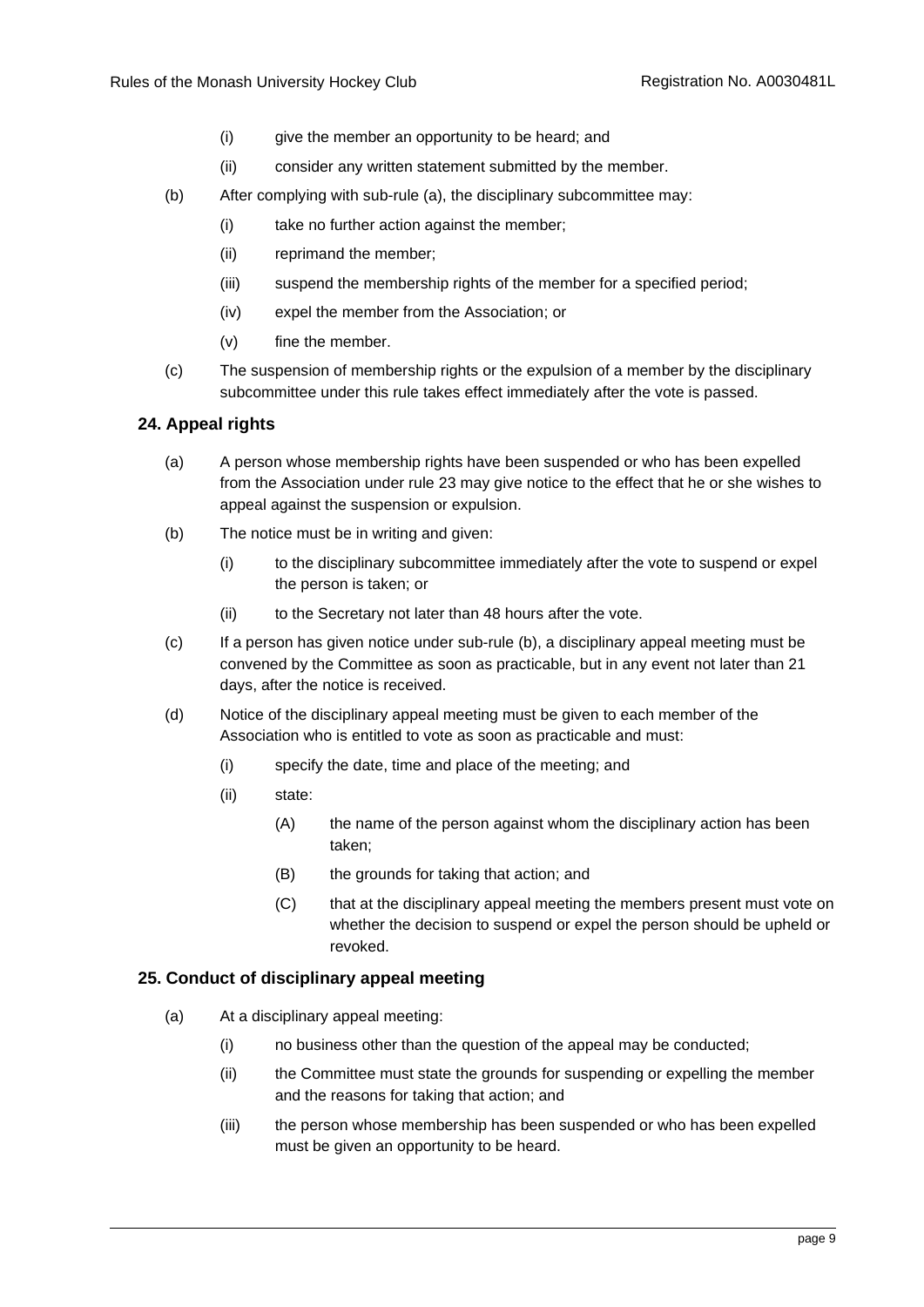(i) give the member an opportunity to be heard; and

(ii) consider any written statement submitted by the member.

(b) After complying with sub-rule (a), the disciplinary subcommittee may:

(i) take no further action against the member;

(ii) reprimand the member;

(iii) suspend the membership rights of the member for a specified period;

(iv) expel the member from the Association; or

(v) fine the member.

(c) The suspension of membership rights or the expulsion of a member by the disciplinary subcommittee under this rule takes effect immediately after the vote is passed.

### 24. Appeal rights

(a) A person whose membership rights have been suspended or who has been expelled from the Association under rule 23 may give notice to the effect that he or she wishes to appeal against the suspension or expulsion.

(b) The notice must be in writing and given:

(i) to the disciplinary subcommittee immediately after the vote to suspend or expel the person is taken; or

(ii) to the Secretary not later than 48 hours after the vote.

(c) If a person has given notice under sub-rule (b), a disciplinary appeal meeting must be convened by the Committee as soon as practicable, but in any event not later than 21 days, after the notice is received.

(d) Notice of the disciplinary appeal meeting must be given to each member of the Association who is entitled to vote as soon as practicable and must:

(i) specify the date, time and place of the meeting; and

(ii) state:

(A) the name of the person against whom the disciplinary action has been taken;

(B) the grounds for taking that action; and

(C) that at the disciplinary appeal meeting the members present must vote on whether the decision to suspend or expel the person should be upheld or revoked.

### 25. Conduct of disciplinary appeal meeting

(a) At a disciplinary appeal meeting:

(i) no business other than the question of the appeal may be conducted;

(ii) the Committee must state the grounds for suspending or expelling the member and the reasons for taking that action; and

(iii) the person whose membership has been suspended or who has been expelled must be given an opportunity to be heard.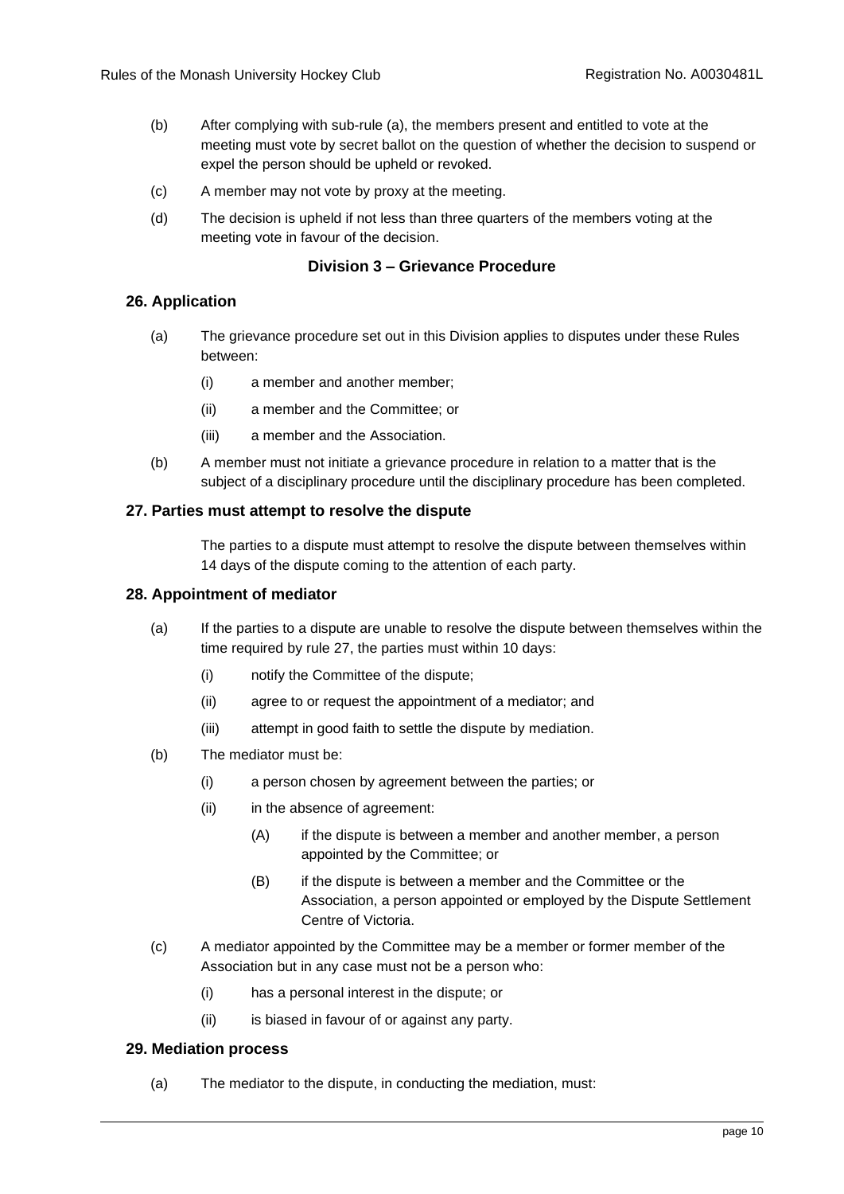(b) After complying with sub-rule (a), the members present and entitled to vote at the meeting must vote by secret ballot on the question of whether the decision to suspend or expel the person should be upheld or revoked.

(c) A member may not vote by proxy at the meeting.

(d) The decision is upheld if not less than three quarters of the members voting at the meeting vote in favour of the decision.

### Division 3 – Grievance Procedure

#### 26. Application

(a) The grievance procedure set out in this Division applies to disputes under these Rules between:

   (i) a member and another member;

   (ii) a member and the Committee; or

   (iii) a member and the Association.

(b) A member must not initiate a grievance procedure in relation to a matter that is the subject of a disciplinary procedure until the disciplinary procedure has been completed.

#### 27. Parties must attempt to resolve the dispute

The parties to a dispute must attempt to resolve the dispute between themselves within 14 days of the dispute coming to the attention of each party.

#### 28. Appointment of mediator

(a) If the parties to a dispute are unable to resolve the dispute between themselves within the time required by rule 27, the parties must within 10 days:

   (i) notify the Committee of the dispute;

   (ii) agree to or request the appointment of a mediator; and

   (iii) attempt in good faith to settle the dispute by mediation.

(b) The mediator must be:

   (i) a person chosen by agreement between the parties; or

   (ii) in the absence of agreement:

      (A) if the dispute is between a member and another member, a person appointed by the Committee; or

      (B) if the dispute is between a member and the Committee or the Association, a person appointed or employed by the Dispute Settlement Centre of Victoria.

(c) A mediator appointed by the Committee may be a member or former member of the Association but in any case must not be a person who:

   (i) has a personal interest in the dispute; or

   (ii) is biased in favour of or against any party.

#### 29. Mediation process

(a) The mediator to the dispute, in conducting the mediation, must: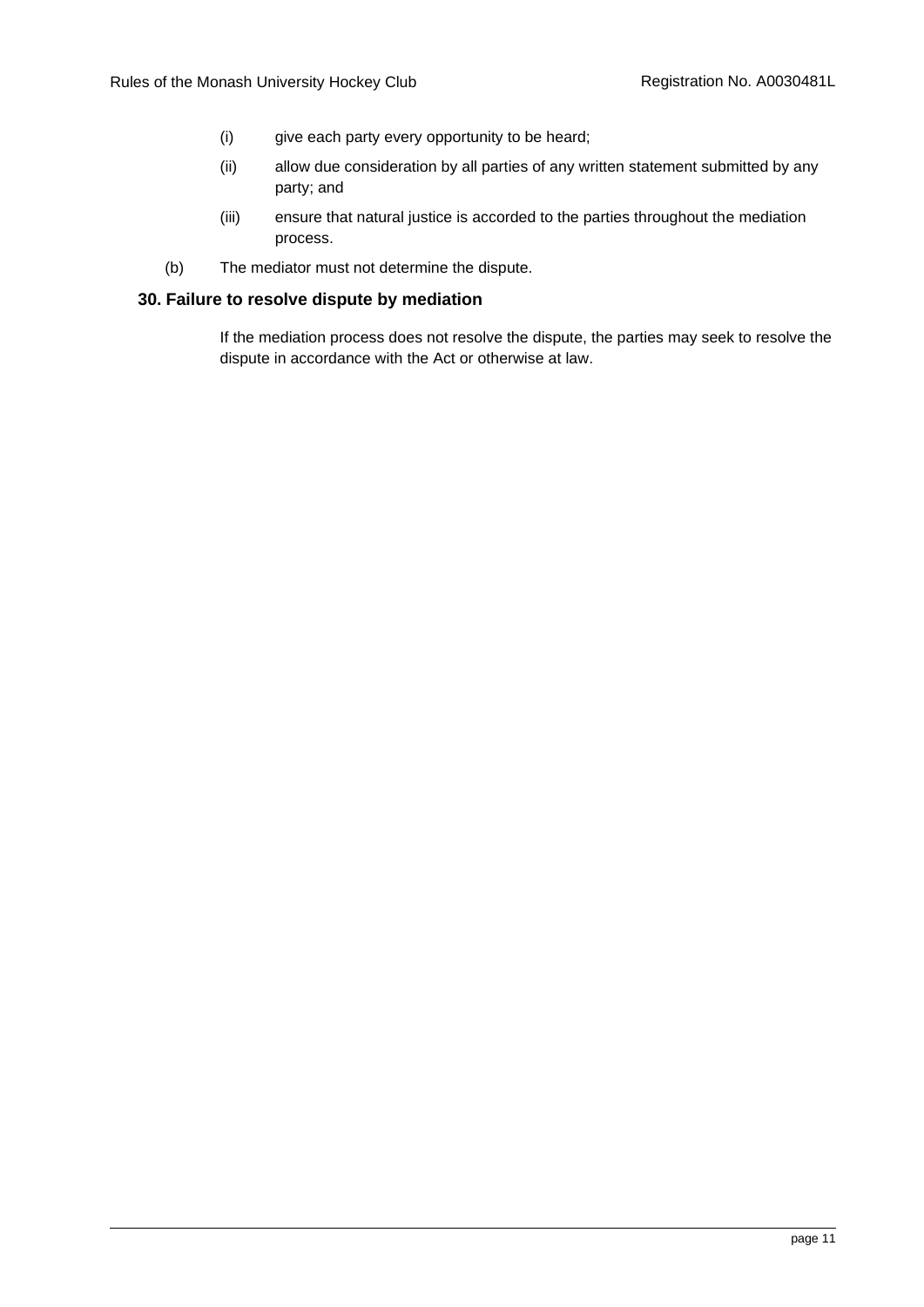(i) give each party every opportunity to be heard;

(ii) allow due consideration by all parties of any written statement submitted by any party; and

(iii) ensure that natural justice is accorded to the parties throughout the mediation process.

(b) The mediator must not determine the dispute.

### 30. Failure to resolve dispute by mediation

If the mediation process does not resolve the dispute, the parties may seek to resolve the dispute in accordance with the Act or otherwise at law.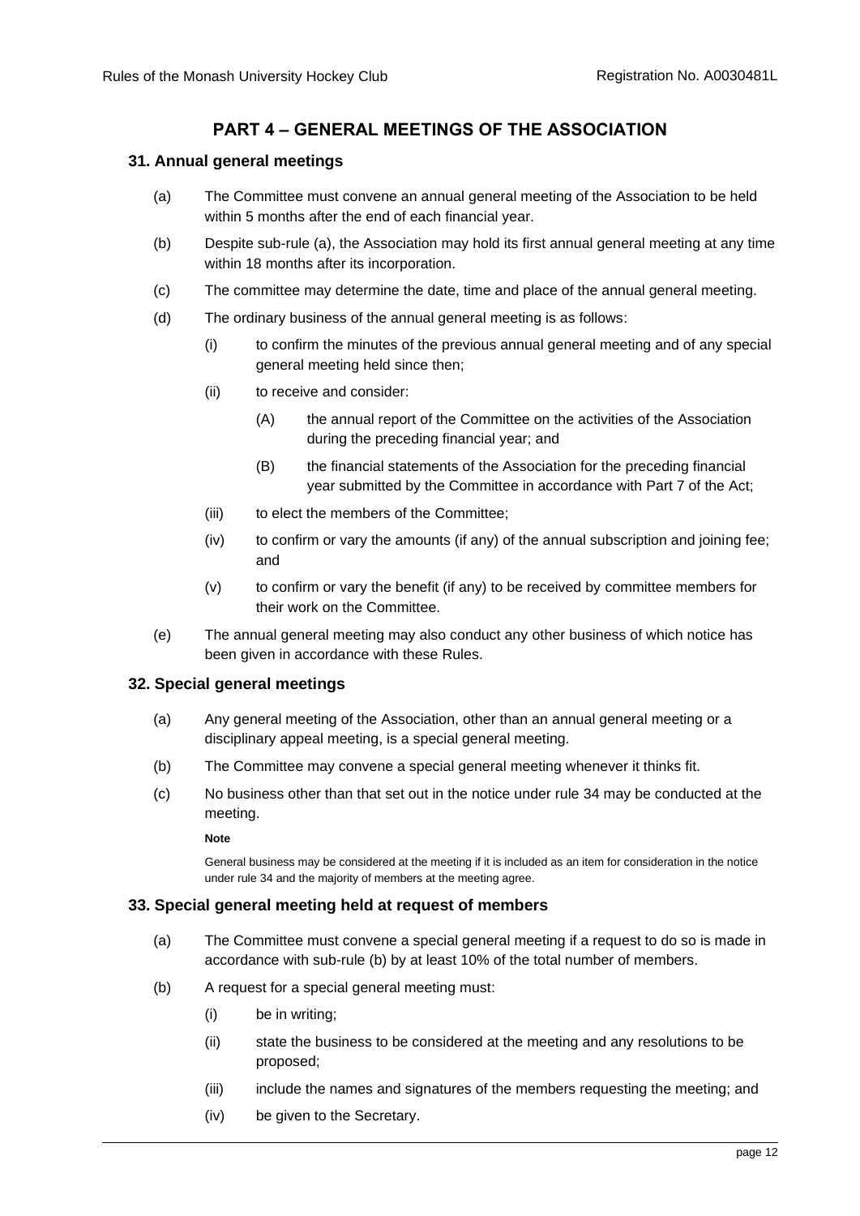## PART 4 – GENERAL MEETINGS OF THE ASSOCIATION

### 31. Annual general meetings

(a) The Committee must convene an annual general meeting of the Association to be held within 5 months after the end of each financial year.

(b) Despite sub-rule (a), the Association may hold its first annual general meeting at any time within 18 months after its incorporation.

(c) The committee may determine the date, time and place of the annual general meeting.

(d) The ordinary business of the annual general meeting is as follows:

(i) to confirm the minutes of the previous annual general meeting and of any special general meeting held since then;

(ii) to receive and consider:

(A) the annual report of the Committee on the activities of the Association during the preceding financial year; and

(B) the financial statements of the Association for the preceding financial year submitted by the Committee in accordance with Part 7 of the Act;

(iii) to elect the members of the Committee;

(iv) to confirm or vary the amounts (if any) of the annual subscription and joining fee; and

(v) to confirm or vary the benefit (if any) to be received by committee members for their work on the Committee.

(e) The annual general meeting may also conduct any other business of which notice has been given in accordance with these Rules.

### 32. Special general meetings

(a) Any general meeting of the Association, other than an annual general meeting or a disciplinary appeal meeting, is a special general meeting.

(b) The Committee may convene a special general meeting whenever it thinks fit.

(c) No business other than that set out in the notice under rule 34 may be conducted at the meeting.

**Note**

General business may be considered at the meeting if it is included as an item for consideration in the notice under rule 34 and the majority of members at the meeting agree.

### 33. Special general meeting held at request of members

(a) The Committee must convene a special general meeting if a request to do so is made in accordance with sub-rule (b) by at least 10% of the total number of members.

(b) A request for a special general meeting must:

(i) be in writing;

(ii) state the business to be considered at the meeting and any resolutions to be proposed;

(iii) include the names and signatures of the members requesting the meeting; and

(iv) be given to the Secretary.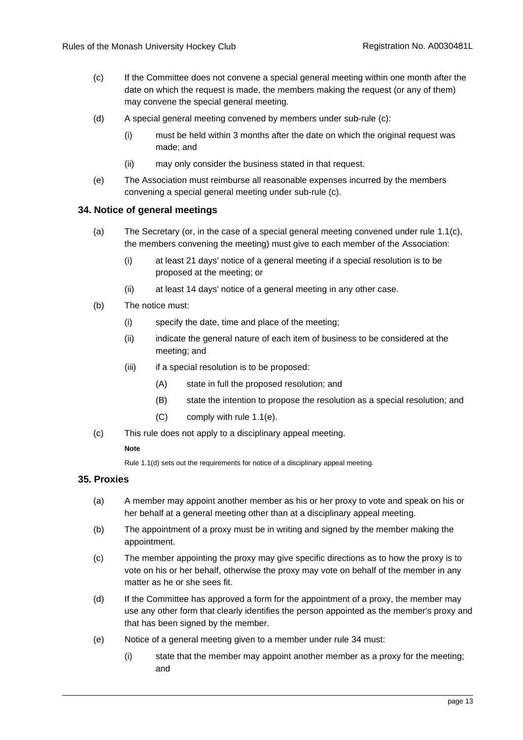(c) If the Committee does not convene a special general meeting within one month after the date on which the request is made, the members making the request (or any of them) may convene the special general meeting.

(d) A special general meeting convened by members under sub-rule (c):

   (i) must be held within 3 months after the date on which the original request was made; and

   (ii) may only consider the business stated in that request.

(e) The Association must reimburse all reasonable expenses incurred by the members convening a special general meeting under sub-rule (c).

### 34. Notice of general meetings

(a) The Secretary (or, in the case of a special general meeting convened under rule 1.1(c), the members convening the meeting) must give to each member of the Association:

   (i) at least 21 days' notice of a general meeting if a special resolution is to be proposed at the meeting; or

   (ii) at least 14 days' notice of a general meeting in any other case.

(b) The notice must:

   (i) specify the date, time and place of the meeting;

   (ii) indicate the general nature of each item of business to be considered at the meeting; and

   (iii) if a special resolution is to be proposed:

      (A) state in full the proposed resolution; and

      (B) state the intention to propose the resolution as a special resolution; and

      (C) comply with rule 1.1(e).

(c) This rule does not apply to a disciplinary appeal meeting.

   **Note**

   Rule 1.1(d) sets out the requirements for notice of a disciplinary appeal meeting.

### 35. Proxies

(a) A member may appoint another member as his or her proxy to vote and speak on his or her behalf at a general meeting other than at a disciplinary appeal meeting.

(b) The appointment of a proxy must be in writing and signed by the member making the appointment.

(c) The member appointing the proxy may give specific directions as to how the proxy is to vote on his or her behalf, otherwise the proxy may vote on behalf of the member in any matter as he or she sees fit.

(d) If the Committee has approved a form for the appointment of a proxy, the member may use any other form that clearly identifies the person appointed as the member's proxy and that has been signed by the member.

(e) Notice of a general meeting given to a member under rule 34 must:

   (i) state that the member may appoint another member as a proxy for the meeting; and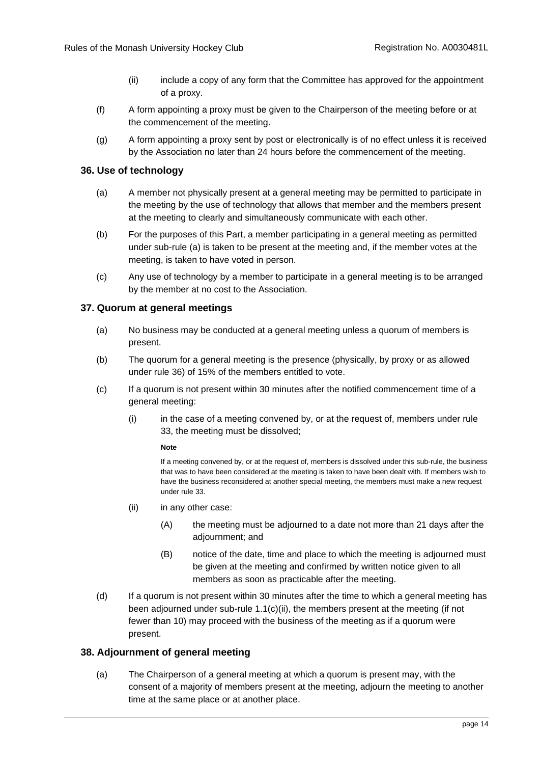(ii) include a copy of any form that the Committee has approved for the appointment of a proxy.

(f) A form appointing a proxy must be given to the Chairperson of the meeting before or at the commencement of the meeting.

(g) A form appointing a proxy sent by post or electronically is of no effect unless it is received by the Association no later than 24 hours before the commencement of the meeting.

### 36. Use of technology

(a) A member not physically present at a general meeting may be permitted to participate in the meeting by the use of technology that allows that member and the members present at the meeting to clearly and simultaneously communicate with each other.

(b) For the purposes of this Part, a member participating in a general meeting as permitted under sub-rule (a) is taken to be present at the meeting and, if the member votes at the meeting, is taken to have voted in person.

(c) Any use of technology by a member to participate in a general meeting is to be arranged by the member at no cost to the Association.

### 37. Quorum at general meetings

(a) No business may be conducted at a general meeting unless a quorum of members is present.

(b) The quorum for a general meeting is the presence (physically, by proxy or as allowed under rule 36) of 15% of the members entitled to vote.

(c) If a quorum is not present within 30 minutes after the notified commencement time of a general meeting:

(i) in the case of a meeting convened by, or at the request of, members under rule 33, the meeting must be dissolved;

**Note**

If a meeting convened by, or at the request of, members is dissolved under this sub-rule, the business that was to have been considered at the meeting is taken to have been dealt with. If members wish to have the business reconsidered at another special meeting, the members must make a new request under rule 33.

(ii) in any other case:

(A) the meeting must be adjourned to a date not more than 21 days after the adjournment; and

(B) notice of the date, time and place to which the meeting is adjourned must be given at the meeting and confirmed by written notice given to all members as soon as practicable after the meeting.

(d) If a quorum is not present within 30 minutes after the time to which a general meeting has been adjourned under sub-rule 1.1(c)(ii), the members present at the meeting (if not fewer than 10) may proceed with the business of the meeting as if a quorum were present.

### 38. Adjournment of general meeting

(a) The Chairperson of a general meeting at which a quorum is present may, with the consent of a majority of members present at the meeting, adjourn the meeting to another time at the same place or at another place.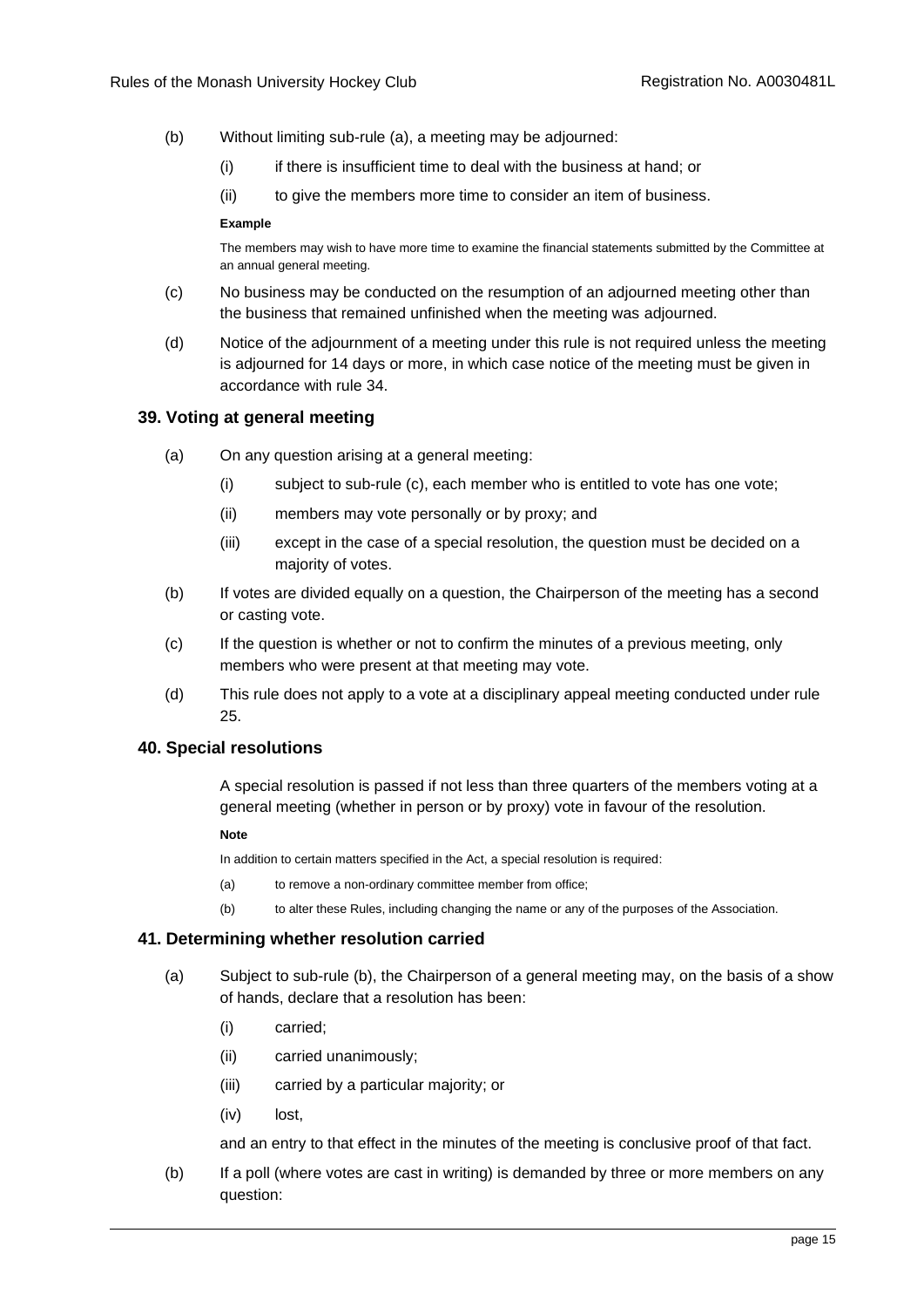(b) Without limiting sub-rule (a), a meeting may be adjourned:

  (i) if there is insufficient time to deal with the business at hand; or

  (ii) to give the members more time to consider an item of business.

**Example**

The members may wish to have more time to examine the financial statements submitted by the Committee at an annual general meeting.

(c) No business may be conducted on the resumption of an adjourned meeting other than the business that remained unfinished when the meeting was adjourned.

(d) Notice of the adjournment of a meeting under this rule is not required unless the meeting is adjourned for 14 days or more, in which case notice of the meeting must be given in accordance with rule 34.

### 39. Voting at general meeting

(a) On any question arising at a general meeting:

  (i) subject to sub-rule (c), each member who is entitled to vote has one vote;

  (ii) members may vote personally or by proxy; and

  (iii) except in the case of a special resolution, the question must be decided on a majority of votes.

(b) If votes are divided equally on a question, the Chairperson of the meeting has a second or casting vote.

(c) If the question is whether or not to confirm the minutes of a previous meeting, only members who were present at that meeting may vote.

(d) This rule does not apply to a vote at a disciplinary appeal meeting conducted under rule 25.

### 40. Special resolutions

A special resolution is passed if not less than three quarters of the members voting at a general meeting (whether in person or by proxy) vote in favour of the resolution.

**Note**

In addition to certain matters specified in the Act, a special resolution is required:

(a) to remove a non-ordinary committee member from office;

(b) to alter these Rules, including changing the name or any of the purposes of the Association.

### 41. Determining whether resolution carried

(a) Subject to sub-rule (b), the Chairperson of a general meeting may, on the basis of a show of hands, declare that a resolution has been:

  (i) carried;

  (ii) carried unanimously;

  (iii) carried by a particular majority; or

  (iv) lost,

and an entry to that effect in the minutes of the meeting is conclusive proof of that fact.

(b) If a poll (where votes are cast in writing) is demanded by three or more members on any question: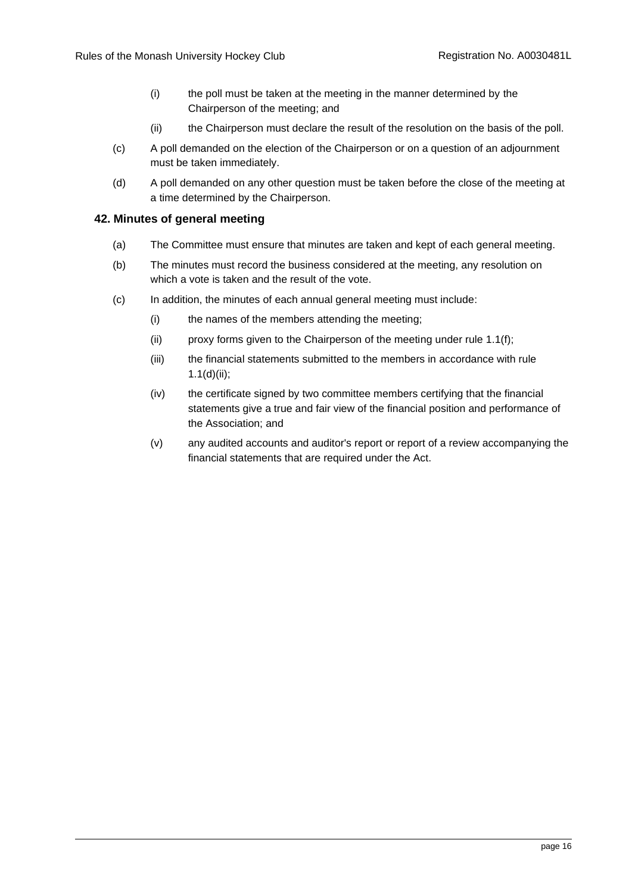(i) the poll must be taken at the meeting in the manner determined by the Chairperson of the meeting; and

(ii) the Chairperson must declare the result of the resolution on the basis of the poll.

(c) A poll demanded on the election of the Chairperson or on a question of an adjournment must be taken immediately.

(d) A poll demanded on any other question must be taken before the close of the meeting at a time determined by the Chairperson.

### 42. Minutes of general meeting

(a) The Committee must ensure that minutes are taken and kept of each general meeting.

(b) The minutes must record the business considered at the meeting, any resolution on which a vote is taken and the result of the vote.

(c) In addition, the minutes of each annual general meeting must include:

(i) the names of the members attending the meeting;

(ii) proxy forms given to the Chairperson of the meeting under rule 1.1(f);

(iii) the financial statements submitted to the members in accordance with rule 1.1(d)(ii);

(iv) the certificate signed by two committee members certifying that the financial statements give a true and fair view of the financial position and performance of the Association; and

(v) any audited accounts and auditor's report or report of a review accompanying the financial statements that are required under the Act.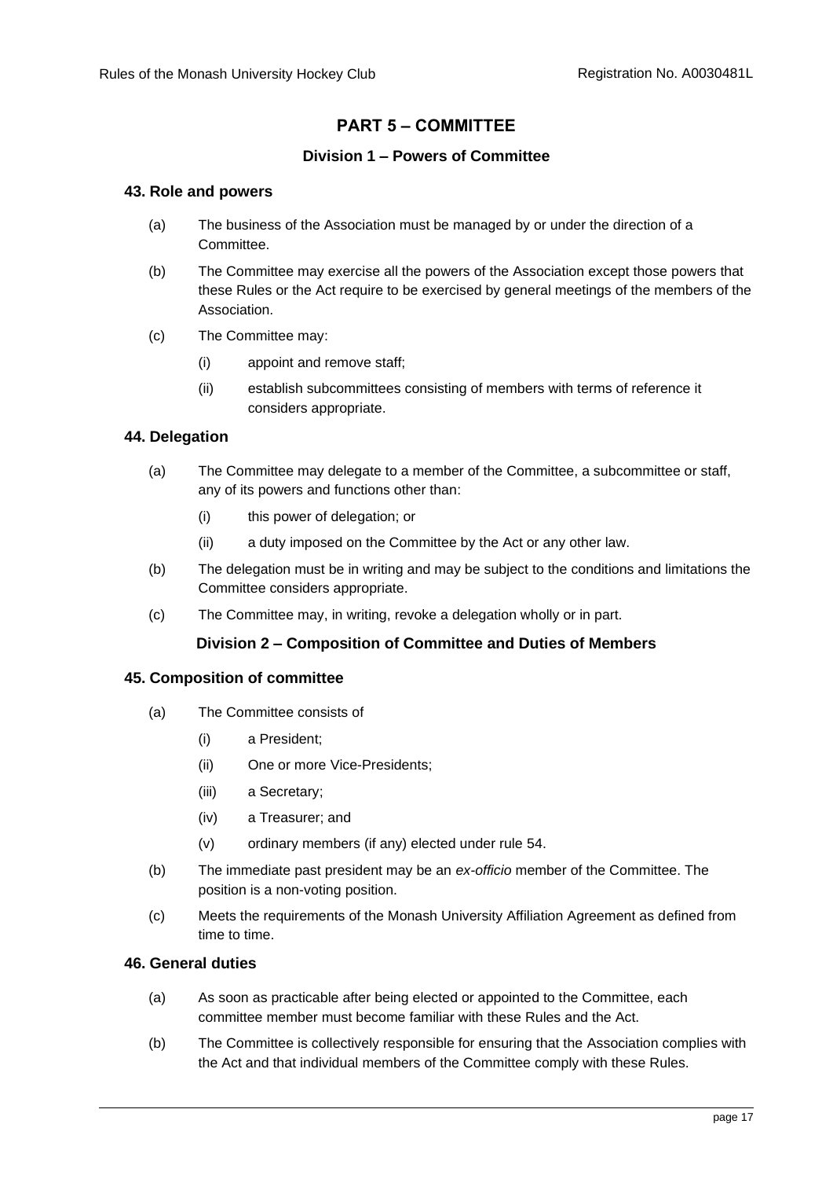## PART 5 – COMMITTEE

### Division 1 – Powers of Committee

#### 43. Role and powers

(a) The business of the Association must be managed by or under the direction of a Committee.

(b) The Committee may exercise all the powers of the Association except those powers that these Rules or the Act require to be exercised by general meetings of the members of the Association.

(c) The Committee may:

  (i) appoint and remove staff;

  (ii) establish subcommittees consisting of members with terms of reference it considers appropriate.

#### 44. Delegation

(a) The Committee may delegate to a member of the Committee, a subcommittee or staff, any of its powers and functions other than:

  (i) this power of delegation; or

  (ii) a duty imposed on the Committee by the Act or any other law.

(b) The delegation must be in writing and may be subject to the conditions and limitations the Committee considers appropriate.

(c) The Committee may, in writing, revoke a delegation wholly or in part.

### Division 2 – Composition of Committee and Duties of Members

#### 45. Composition of committee

(a) The Committee consists of

  (i) a President;

  (ii) One or more Vice-Presidents;

  (iii) a Secretary;

  (iv) a Treasurer; and

  (v) ordinary members (if any) elected under rule 54.

(b) The immediate past president may be an *ex-officio* member of the Committee. The position is a non-voting position.

(c) Meets the requirements of the Monash University Affiliation Agreement as defined from time to time.

#### 46. General duties

(a) As soon as practicable after being elected or appointed to the Committee, each committee member must become familiar with these Rules and the Act.

(b) The Committee is collectively responsible for ensuring that the Association complies with the Act and that individual members of the Committee comply with these Rules.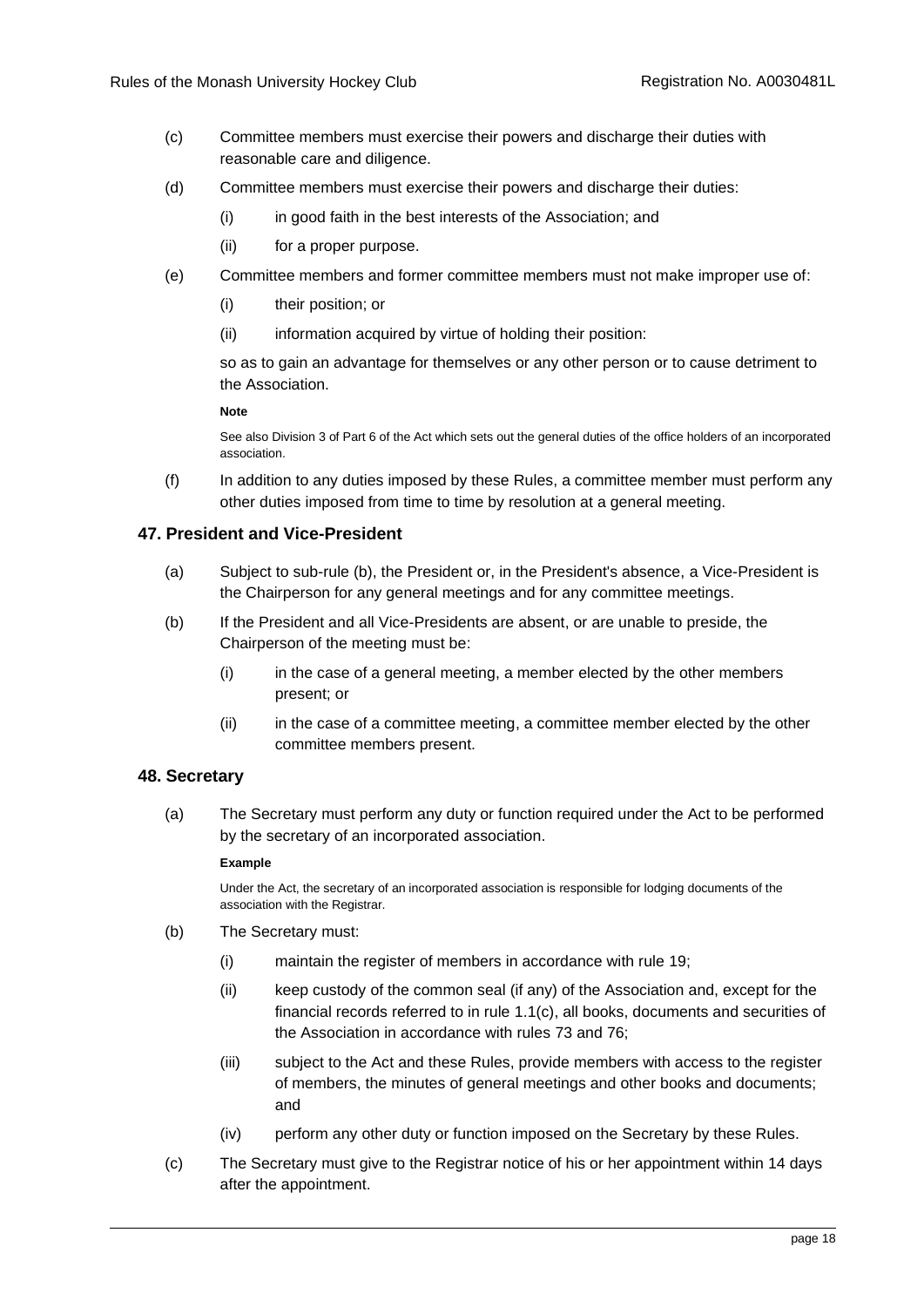(c) Committee members must exercise their powers and discharge their duties with reasonable care and diligence.

(d) Committee members must exercise their powers and discharge their duties:

  (i) in good faith in the best interests of the Association; and

  (ii) for a proper purpose.

(e) Committee members and former committee members must not make improper use of:

  (i) their position; or

  (ii) information acquired by virtue of holding their position:

  so as to gain an advantage for themselves or any other person or to cause detriment to the Association.

  **Note**

  See also Division 3 of Part 6 of the Act which sets out the general duties of the office holders of an incorporated association.

(f) In addition to any duties imposed by these Rules, a committee member must perform any other duties imposed from time to time by resolution at a general meeting.

## 47. President and Vice-President

(a) Subject to sub-rule (b), the President or, in the President's absence, a Vice-President is the Chairperson for any general meetings and for any committee meetings.

(b) If the President and all Vice-Presidents are absent, or are unable to preside, the Chairperson of the meeting must be:

  (i) in the case of a general meeting, a member elected by the other members present; or

  (ii) in the case of a committee meeting, a committee member elected by the other committee members present.

## 48. Secretary

(a) The Secretary must perform any duty or function required under the Act to be performed by the secretary of an incorporated association.

  **Example**

  Under the Act, the secretary of an incorporated association is responsible for lodging documents of the association with the Registrar.

(b) The Secretary must:

  (i) maintain the register of members in accordance with rule 19;

  (ii) keep custody of the common seal (if any) of the Association and, except for the financial records referred to in rule 1.1(c), all books, documents and securities of the Association in accordance with rules 73 and 76;

  (iii) subject to the Act and these Rules, provide members with access to the register of members, the minutes of general meetings and other books and documents; and

  (iv) perform any other duty or function imposed on the Secretary by these Rules.

(c) The Secretary must give to the Registrar notice of his or her appointment within 14 days after the appointment.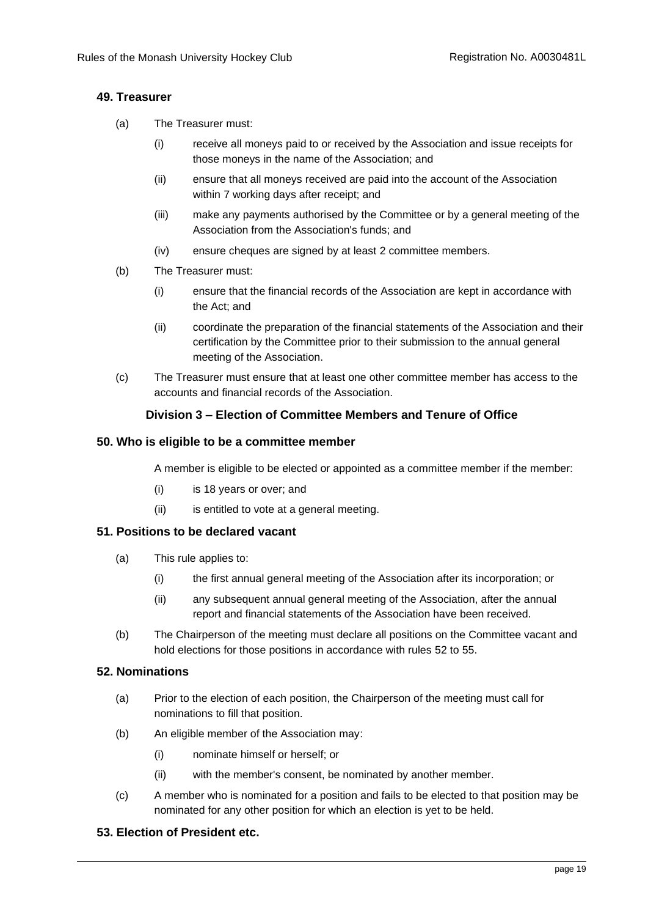## 49. Treasurer

(a) The Treasurer must:

  (i) receive all moneys paid to or received by the Association and issue receipts for those moneys in the name of the Association; and

  (ii) ensure that all moneys received are paid into the account of the Association within 7 working days after receipt; and

  (iii) make any payments authorised by the Committee or by a general meeting of the Association from the Association's funds; and

  (iv) ensure cheques are signed by at least 2 committee members.

(b) The Treasurer must:

  (i) ensure that the financial records of the Association are kept in accordance with the Act; and

  (ii) coordinate the preparation of the financial statements of the Association and their certification by the Committee prior to their submission to the annual general meeting of the Association.

(c) The Treasurer must ensure that at least one other committee member has access to the accounts and financial records of the Association.

### Division 3 – Election of Committee Members and Tenure of Office

## 50. Who is eligible to be a committee member

A member is eligible to be elected or appointed as a committee member if the member:

  (i) is 18 years or over; and

  (ii) is entitled to vote at a general meeting.

## 51. Positions to be declared vacant

(a) This rule applies to:

  (i) the first annual general meeting of the Association after its incorporation; or

  (ii) any subsequent annual general meeting of the Association, after the annual report and financial statements of the Association have been received.

(b) The Chairperson of the meeting must declare all positions on the Committee vacant and hold elections for those positions in accordance with rules 52 to 55.

## 52. Nominations

(a) Prior to the election of each position, the Chairperson of the meeting must call for nominations to fill that position.

(b) An eligible member of the Association may:

  (i) nominate himself or herself; or

  (ii) with the member's consent, be nominated by another member.

(c) A member who is nominated for a position and fails to be elected to that position may be nominated for any other position for which an election is yet to be held.

## 53. Election of President etc.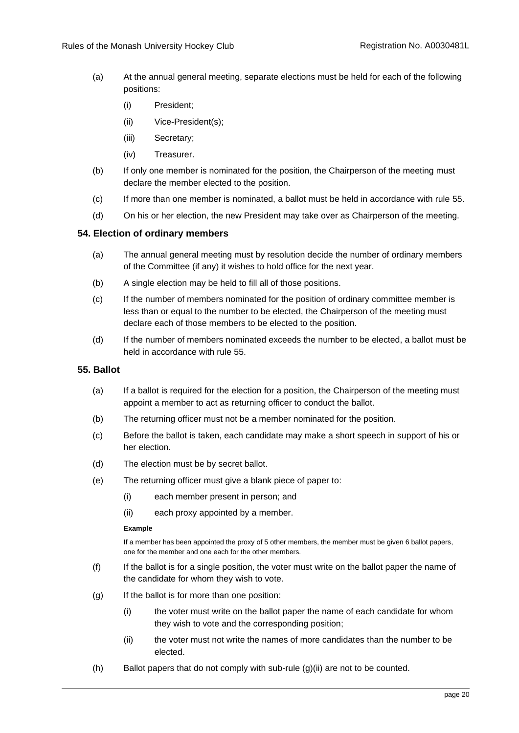(a) At the annual general meeting, separate elections must be held for each of the following positions:

   (i) President;

   (ii) Vice-President(s);

   (iii) Secretary;

   (iv) Treasurer.

(b) If only one member is nominated for the position, the Chairperson of the meeting must declare the member elected to the position.

(c) If more than one member is nominated, a ballot must be held in accordance with rule 55.

(d) On his or her election, the new President may take over as Chairperson of the meeting.

### 54. Election of ordinary members

(a) The annual general meeting must by resolution decide the number of ordinary members of the Committee (if any) it wishes to hold office for the next year.

(b) A single election may be held to fill all of those positions.

(c) If the number of members nominated for the position of ordinary committee member is less than or equal to the number to be elected, the Chairperson of the meeting must declare each of those members to be elected to the position.

(d) If the number of members nominated exceeds the number to be elected, a ballot must be held in accordance with rule 55.

### 55. Ballot

(a) If a ballot is required for the election for a position, the Chairperson of the meeting must appoint a member to act as returning officer to conduct the ballot.

(b) The returning officer must not be a member nominated for the position.

(c) Before the ballot is taken, each candidate may make a short speech in support of his or her election.

(d) The election must be by secret ballot.

(e) The returning officer must give a blank piece of paper to:

   (i) each member present in person; and

   (ii) each proxy appointed by a member.

**Example**

If a member has been appointed the proxy of 5 other members, the member must be given 6 ballot papers, one for the member and one each for the other members.

(f) If the ballot is for a single position, the voter must write on the ballot paper the name of the candidate for whom they wish to vote.

(g) If the ballot is for more than one position:

   (i) the voter must write on the ballot paper the name of each candidate for whom they wish to vote and the corresponding position;

   (ii) the voter must not write the names of more candidates than the number to be elected.

(h) Ballot papers that do not comply with sub-rule (g)(ii) are not to be counted.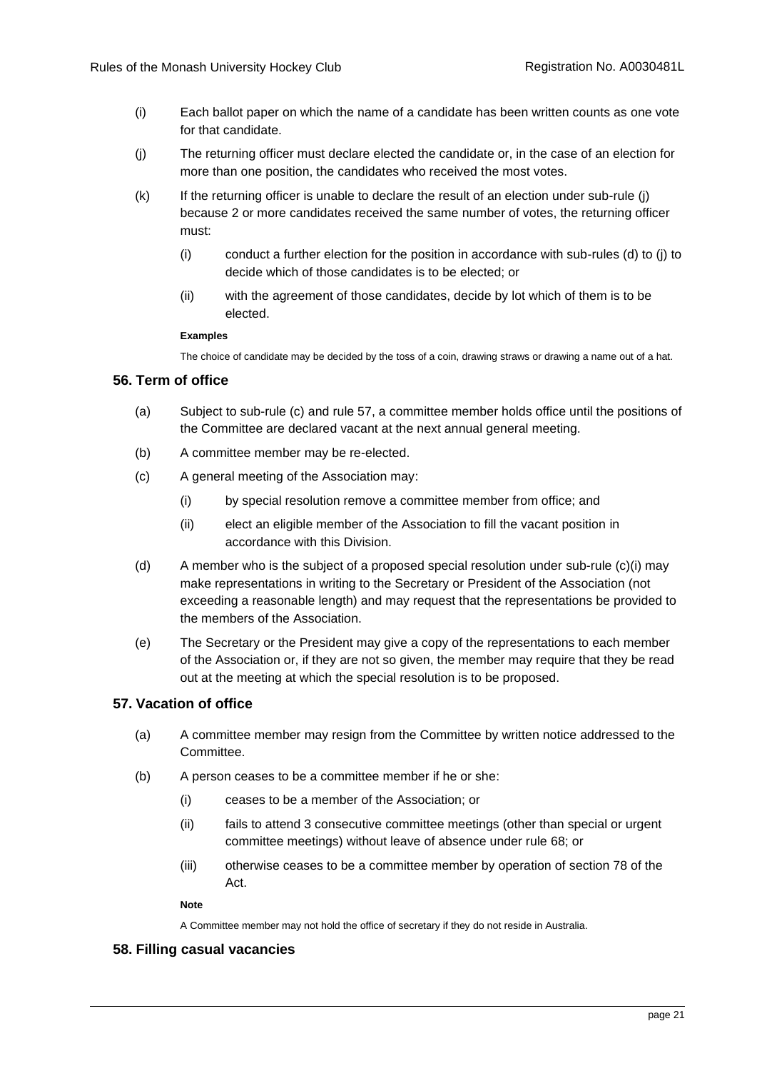(i) Each ballot paper on which the name of a candidate has been written counts as one vote for that candidate.

(j) The returning officer must declare elected the candidate or, in the case of an election for more than one position, the candidates who received the most votes.

(k) If the returning officer is unable to declare the result of an election under sub-rule (j) because 2 or more candidates received the same number of votes, the returning officer must:

  (i) conduct a further election for the position in accordance with sub-rules (d) to (j) to decide which of those candidates is to be elected; or

  (ii) with the agreement of those candidates, decide by lot which of them is to be elected.

**Examples**

The choice of candidate may be decided by the toss of a coin, drawing straws or drawing a name out of a hat.

### 56. Term of office

(a) Subject to sub-rule (c) and rule 57, a committee member holds office until the positions of the Committee are declared vacant at the next annual general meeting.

(b) A committee member may be re-elected.

(c) A general meeting of the Association may:

  (i) by special resolution remove a committee member from office; and

  (ii) elect an eligible member of the Association to fill the vacant position in accordance with this Division.

(d) A member who is the subject of a proposed special resolution under sub-rule (c)(i) may make representations in writing to the Secretary or President of the Association (not exceeding a reasonable length) and may request that the representations be provided to the members of the Association.

(e) The Secretary or the President may give a copy of the representations to each member of the Association or, if they are not so given, the member may require that they be read out at the meeting at which the special resolution is to be proposed.

### 57. Vacation of office

(a) A committee member may resign from the Committee by written notice addressed to the Committee.

(b) A person ceases to be a committee member if he or she:

  (i) ceases to be a member of the Association; or

  (ii) fails to attend 3 consecutive committee meetings (other than special or urgent committee meetings) without leave of absence under rule 68; or

  (iii) otherwise ceases to be a committee member by operation of section 78 of the Act.

**Note**

A Committee member may not hold the office of secretary if they do not reside in Australia.

### 58. Filling casual vacancies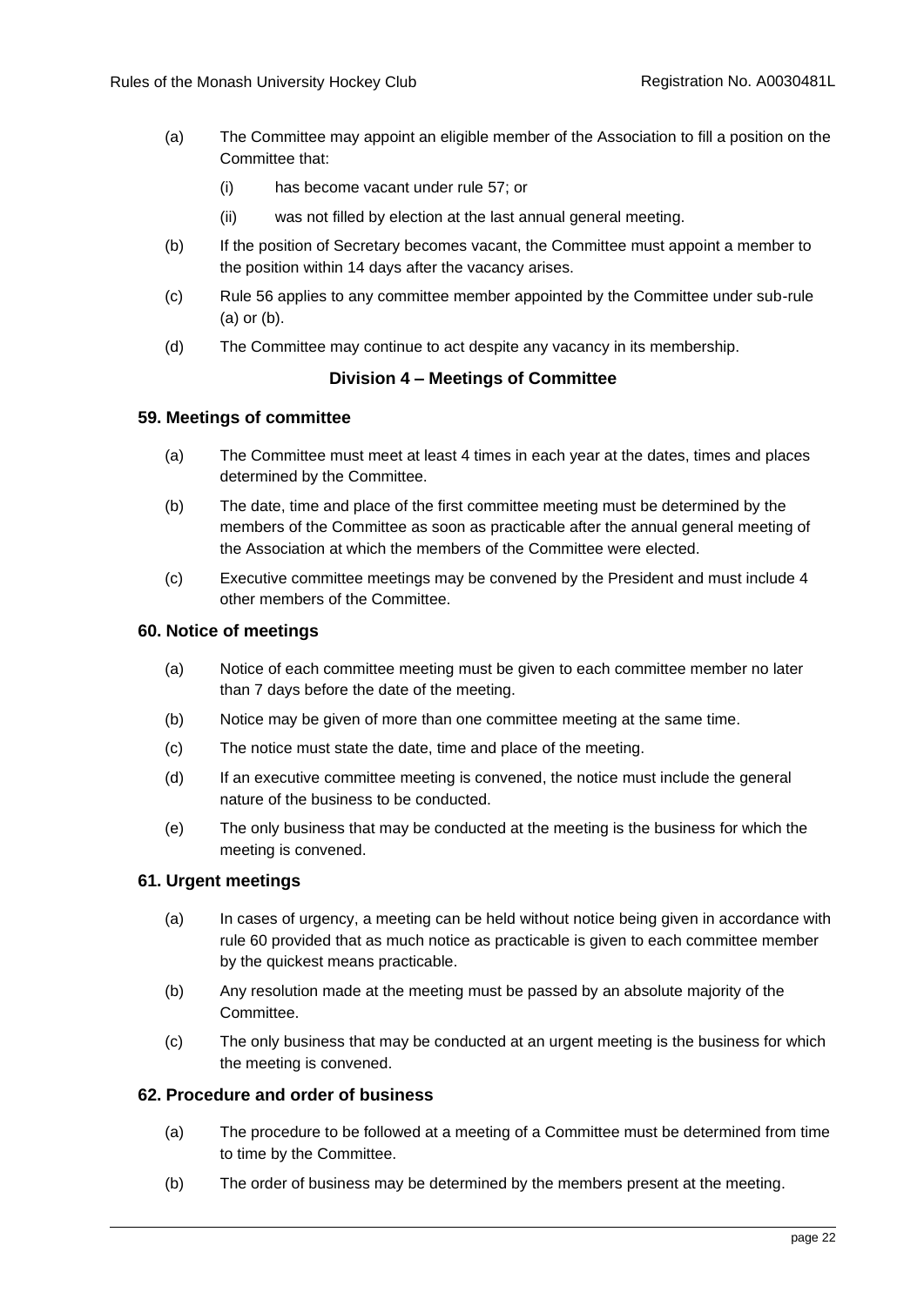(a) The Committee may appoint an eligible member of the Association to fill a position on the Committee that:

   (i) has become vacant under rule 57; or

   (ii) was not filled by election at the last annual general meeting.

(b) If the position of Secretary becomes vacant, the Committee must appoint a member to the position within 14 days after the vacancy arises.

(c) Rule 56 applies to any committee member appointed by the Committee under sub-rule (a) or (b).

(d) The Committee may continue to act despite any vacancy in its membership.

### Division 4 – Meetings of Committee

#### 59. Meetings of committee

(a) The Committee must meet at least 4 times in each year at the dates, times and places determined by the Committee.

(b) The date, time and place of the first committee meeting must be determined by the members of the Committee as soon as practicable after the annual general meeting of the Association at which the members of the Committee were elected.

(c) Executive committee meetings may be convened by the President and must include 4 other members of the Committee.

#### 60. Notice of meetings

(a) Notice of each committee meeting must be given to each committee member no later than 7 days before the date of the meeting.

(b) Notice may be given of more than one committee meeting at the same time.

(c) The notice must state the date, time and place of the meeting.

(d) If an executive committee meeting is convened, the notice must include the general nature of the business to be conducted.

(e) The only business that may be conducted at the meeting is the business for which the meeting is convened.

#### 61. Urgent meetings

(a) In cases of urgency, a meeting can be held without notice being given in accordance with rule 60 provided that as much notice as practicable is given to each committee member by the quickest means practicable.

(b) Any resolution made at the meeting must be passed by an absolute majority of the Committee.

(c) The only business that may be conducted at an urgent meeting is the business for which the meeting is convened.

#### 62. Procedure and order of business

(a) The procedure to be followed at a meeting of a Committee must be determined from time to time by the Committee.

(b) The order of business may be determined by the members present at the meeting.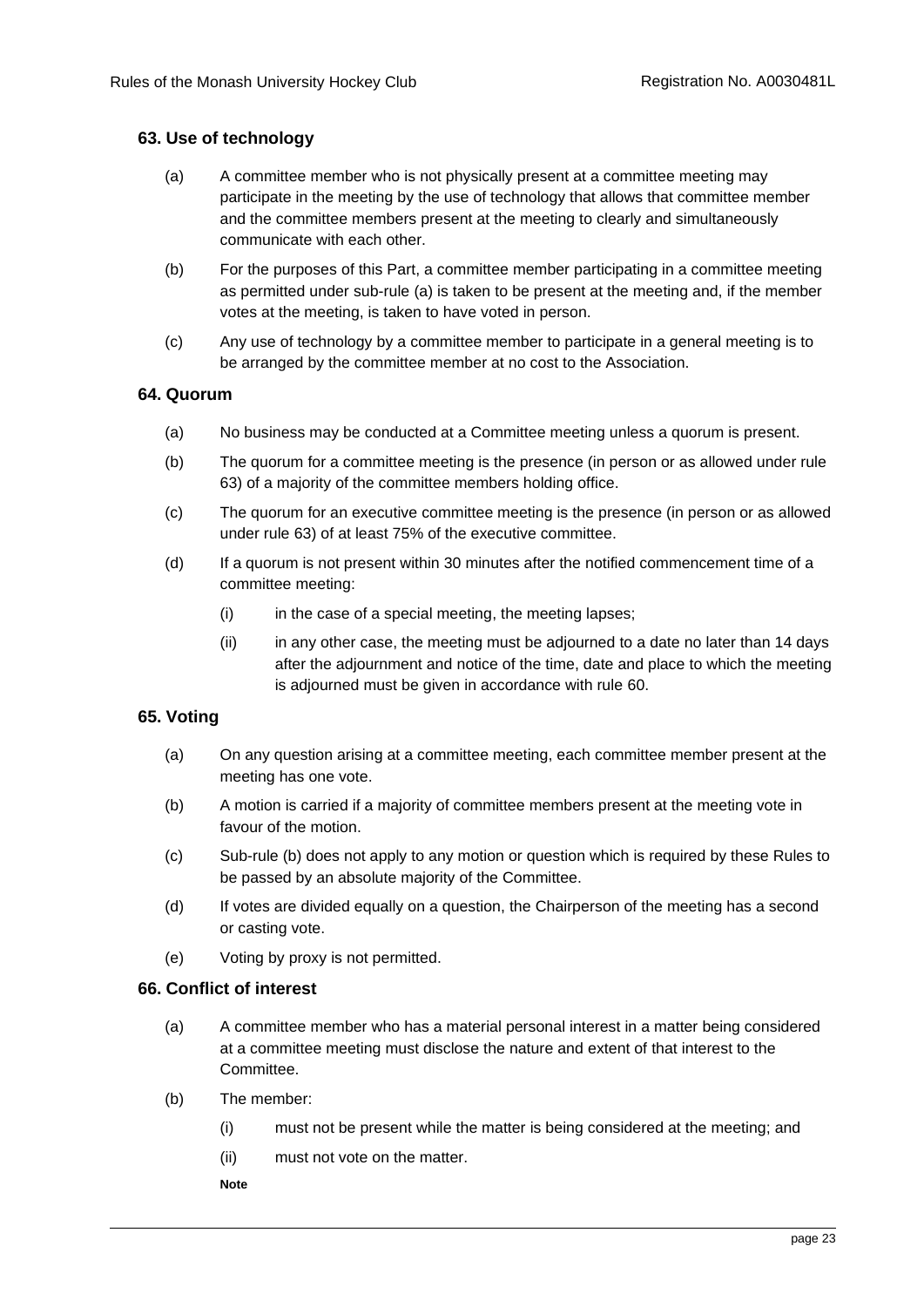### 63. Use of technology

(a) A committee member who is not physically present at a committee meeting may participate in the meeting by the use of technology that allows that committee member and the committee members present at the meeting to clearly and simultaneously communicate with each other.

(b) For the purposes of this Part, a committee member participating in a committee meeting as permitted under sub-rule (a) is taken to be present at the meeting and, if the member votes at the meeting, is taken to have voted in person.

(c) Any use of technology by a committee member to participate in a general meeting is to be arranged by the committee member at no cost to the Association.

### 64. Quorum

(a) No business may be conducted at a Committee meeting unless a quorum is present.

(b) The quorum for a committee meeting is the presence (in person or as allowed under rule 63) of a majority of the committee members holding office.

(c) The quorum for an executive committee meeting is the presence (in person or as allowed under rule 63) of at least 75% of the executive committee.

(d) If a quorum is not present within 30 minutes after the notified commencement time of a committee meeting:

(i) in the case of a special meeting, the meeting lapses;

(ii) in any other case, the meeting must be adjourned to a date no later than 14 days after the adjournment and notice of the time, date and place to which the meeting is adjourned must be given in accordance with rule 60.

### 65. Voting

(a) On any question arising at a committee meeting, each committee member present at the meeting has one vote.

(b) A motion is carried if a majority of committee members present at the meeting vote in favour of the motion.

(c) Sub-rule (b) does not apply to any motion or question which is required by these Rules to be passed by an absolute majority of the Committee.

(d) If votes are divided equally on a question, the Chairperson of the meeting has a second or casting vote.

(e) Voting by proxy is not permitted.

### 66. Conflict of interest

(a) A committee member who has a material personal interest in a matter being considered at a committee meeting must disclose the nature and extent of that interest to the Committee.

(b) The member:

(i) must not be present while the matter is being considered at the meeting; and

(ii) must not vote on the matter.

**Note**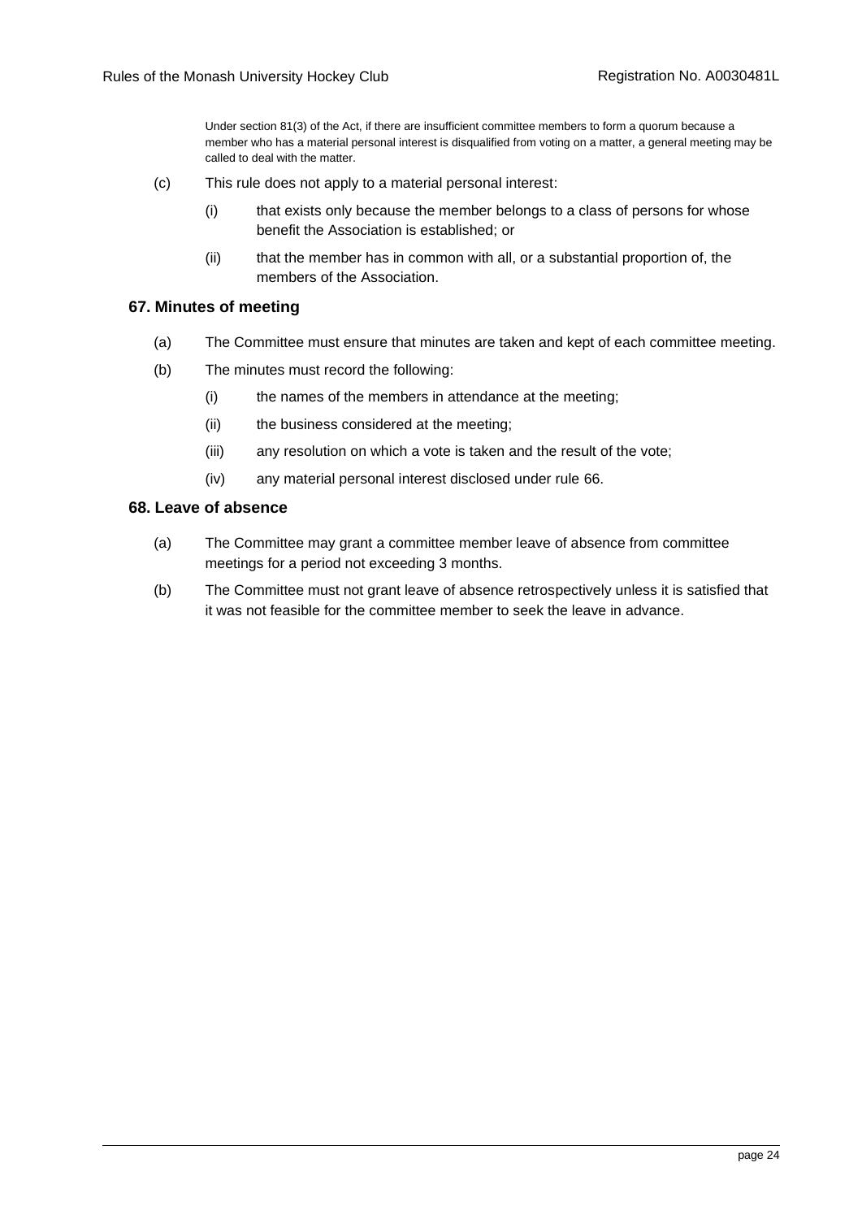Under section 81(3) of the Act, if there are insufficient committee members to form a quorum because a member who has a material personal interest is disqualified from voting on a matter, a general meeting may be called to deal with the matter.

(c) This rule does not apply to a material personal interest:

(i) that exists only because the member belongs to a class of persons for whose benefit the Association is established; or

(ii) that the member has in common with all, or a substantial proportion of, the members of the Association.

### 67. Minutes of meeting

(a) The Committee must ensure that minutes are taken and kept of each committee meeting.

(b) The minutes must record the following:

(i) the names of the members in attendance at the meeting;

(ii) the business considered at the meeting;

(iii) any resolution on which a vote is taken and the result of the vote;

(iv) any material personal interest disclosed under rule 66.

### 68. Leave of absence

(a) The Committee may grant a committee member leave of absence from committee meetings for a period not exceeding 3 months.

(b) The Committee must not grant leave of absence retrospectively unless it is satisfied that it was not feasible for the committee member to seek the leave in advance.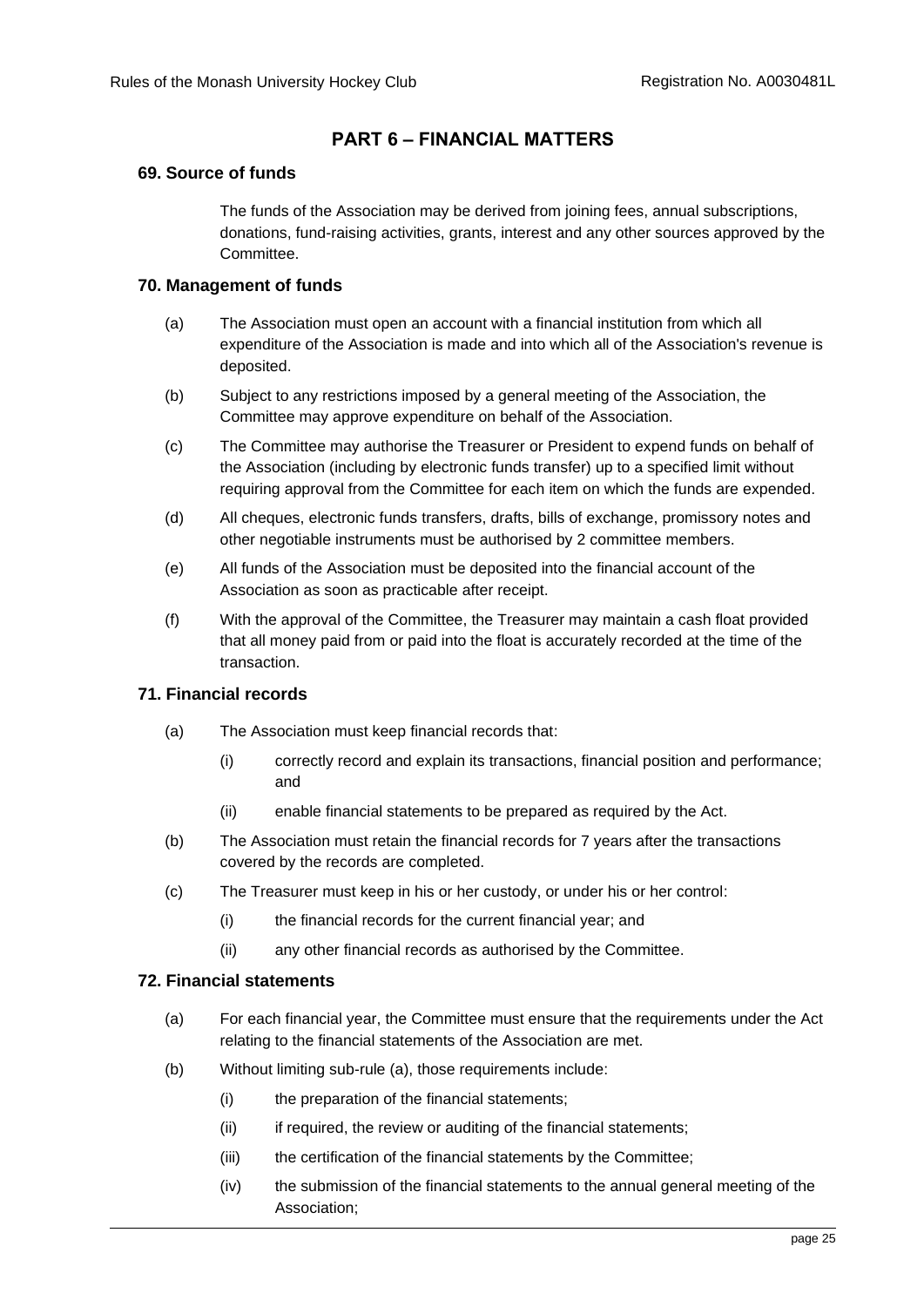# PART 6 – FINANCIAL MATTERS

## 69. Source of funds

The funds of the Association may be derived from joining fees, annual subscriptions, donations, fund-raising activities, grants, interest and any other sources approved by the Committee.

## 70. Management of funds

(a) The Association must open an account with a financial institution from which all expenditure of the Association is made and into which all of the Association's revenue is deposited.

(b) Subject to any restrictions imposed by a general meeting of the Association, the Committee may approve expenditure on behalf of the Association.

(c) The Committee may authorise the Treasurer or President to expend funds on behalf of the Association (including by electronic funds transfer) up to a specified limit without requiring approval from the Committee for each item on which the funds are expended.

(d) All cheques, electronic funds transfers, drafts, bills of exchange, promissory notes and other negotiable instruments must be authorised by 2 committee members.

(e) All funds of the Association must be deposited into the financial account of the Association as soon as practicable after receipt.

(f) With the approval of the Committee, the Treasurer may maintain a cash float provided that all money paid from or paid into the float is accurately recorded at the time of the transaction.

## 71. Financial records

(a) The Association must keep financial records that:

   (i) correctly record and explain its transactions, financial position and performance; and

   (ii) enable financial statements to be prepared as required by the Act.

(b) The Association must retain the financial records for 7 years after the transactions covered by the records are completed.

(c) The Treasurer must keep in his or her custody, or under his or her control:

   (i) the financial records for the current financial year; and

   (ii) any other financial records as authorised by the Committee.

## 72. Financial statements

(a) For each financial year, the Committee must ensure that the requirements under the Act relating to the financial statements of the Association are met.

(b) Without limiting sub-rule (a), those requirements include:

   (i) the preparation of the financial statements;

   (ii) if required, the review or auditing of the financial statements;

   (iii) the certification of the financial statements by the Committee;

   (iv) the submission of the financial statements to the annual general meeting of the Association;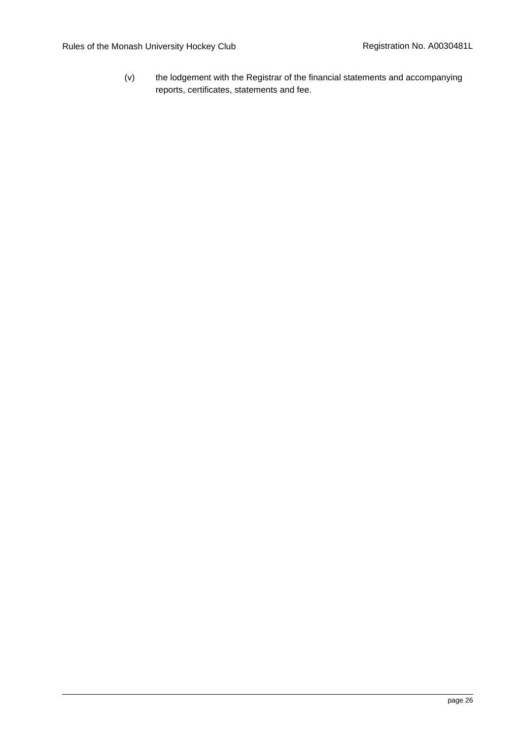(v) the lodgement with the Registrar of the financial statements and accompanying reports, certificates, statements and fee.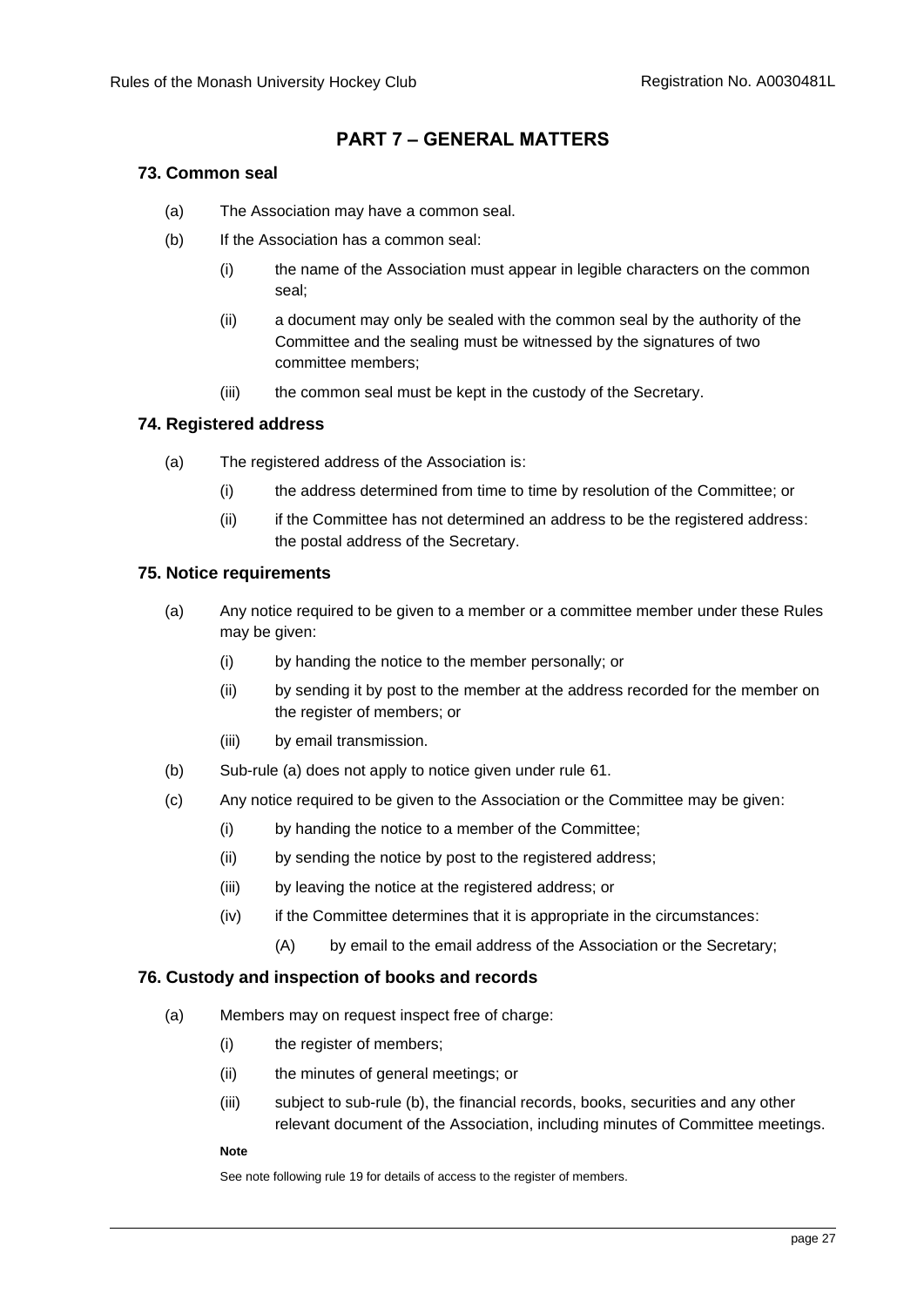## PART 7 – GENERAL MATTERS

### 73. Common seal

(a) The Association may have a common seal.

(b) If the Association has a common seal:

(i) the name of the Association must appear in legible characters on the common seal;

(ii) a document may only be sealed with the common seal by the authority of the Committee and the sealing must be witnessed by the signatures of two committee members;

(iii) the common seal must be kept in the custody of the Secretary.

### 74. Registered address

(a) The registered address of the Association is:

(i) the address determined from time to time by resolution of the Committee; or

(ii) if the Committee has not determined an address to be the registered address: the postal address of the Secretary.

### 75. Notice requirements

(a) Any notice required to be given to a member or a committee member under these Rules may be given:

(i) by handing the notice to the member personally; or

(ii) by sending it by post to the member at the address recorded for the member on the register of members; or

(iii) by email transmission.

(b) Sub-rule (a) does not apply to notice given under rule 61.

(c) Any notice required to be given to the Association or the Committee may be given:

(i) by handing the notice to a member of the Committee;

(ii) by sending the notice by post to the registered address;

(iii) by leaving the notice at the registered address; or

(iv) if the Committee determines that it is appropriate in the circumstances:

(A) by email to the email address of the Association or the Secretary;

### 76. Custody and inspection of books and records

(a) Members may on request inspect free of charge:

(i) the register of members;

(ii) the minutes of general meetings; or

(iii) subject to sub-rule (b), the financial records, books, securities and any other relevant document of the Association, including minutes of Committee meetings.

**Note**

See note following rule 19 for details of access to the register of members.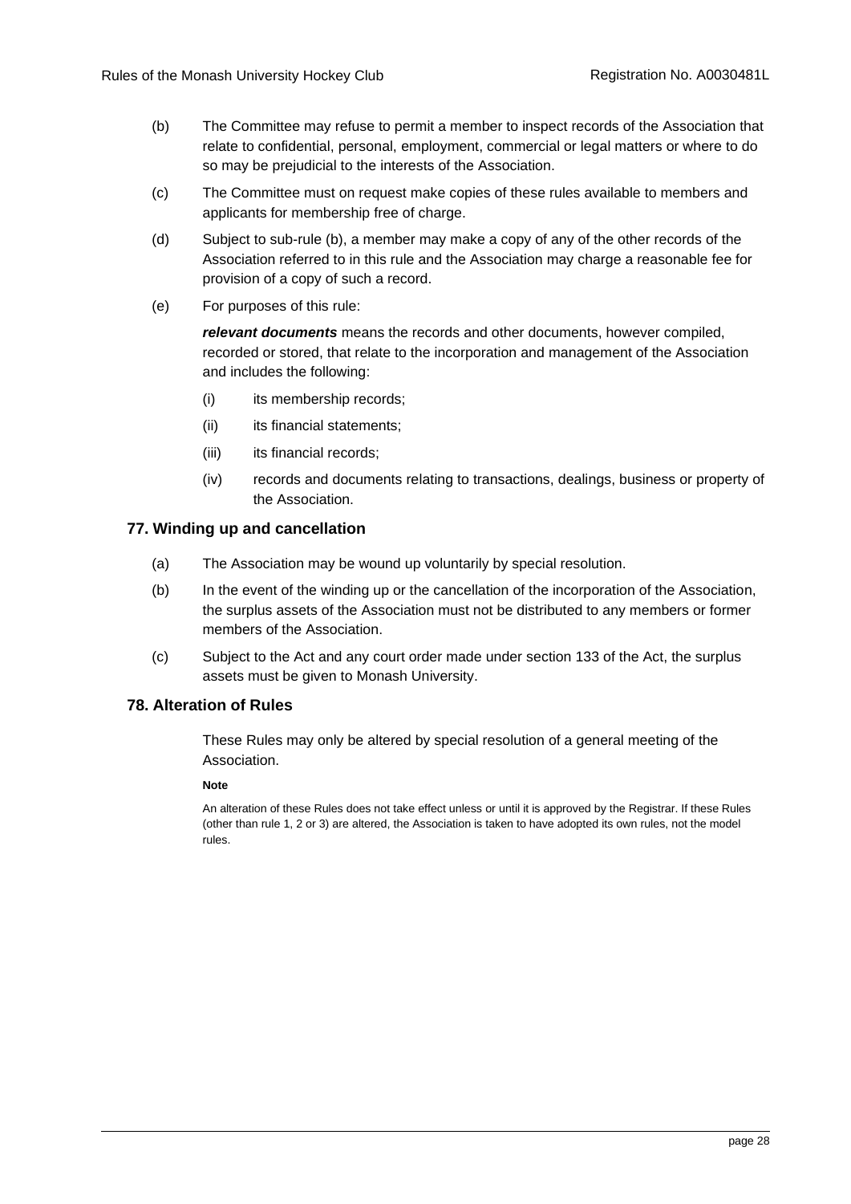(b) The Committee may refuse to permit a member to inspect records of the Association that relate to confidential, personal, employment, commercial or legal matters or where to do so may be prejudicial to the interests of the Association.

(c) The Committee must on request make copies of these rules available to members and applicants for membership free of charge.

(d) Subject to sub-rule (b), a member may make a copy of any of the other records of the Association referred to in this rule and the Association may charge a reasonable fee for provision of a copy of such a record.

(e) For purposes of this rule:

***relevant documents*** means the records and other documents, however compiled, recorded or stored, that relate to the incorporation and management of the Association and includes the following:

(i) its membership records;

(ii) its financial statements;

(iii) its financial records;

(iv) records and documents relating to transactions, dealings, business or property of the Association.

## 77. Winding up and cancellation

(a) The Association may be wound up voluntarily by special resolution.

(b) In the event of the winding up or the cancellation of the incorporation of the Association, the surplus assets of the Association must not be distributed to any members or former members of the Association.

(c) Subject to the Act and any court order made under section 133 of the Act, the surplus assets must be given to Monash University.

## 78. Alteration of Rules

These Rules may only be altered by special resolution of a general meeting of the Association.

**Note**

An alteration of these Rules does not take effect unless or until it is approved by the Registrar. If these Rules (other than rule 1, 2 or 3) are altered, the Association is taken to have adopted its own rules, not the model rules.